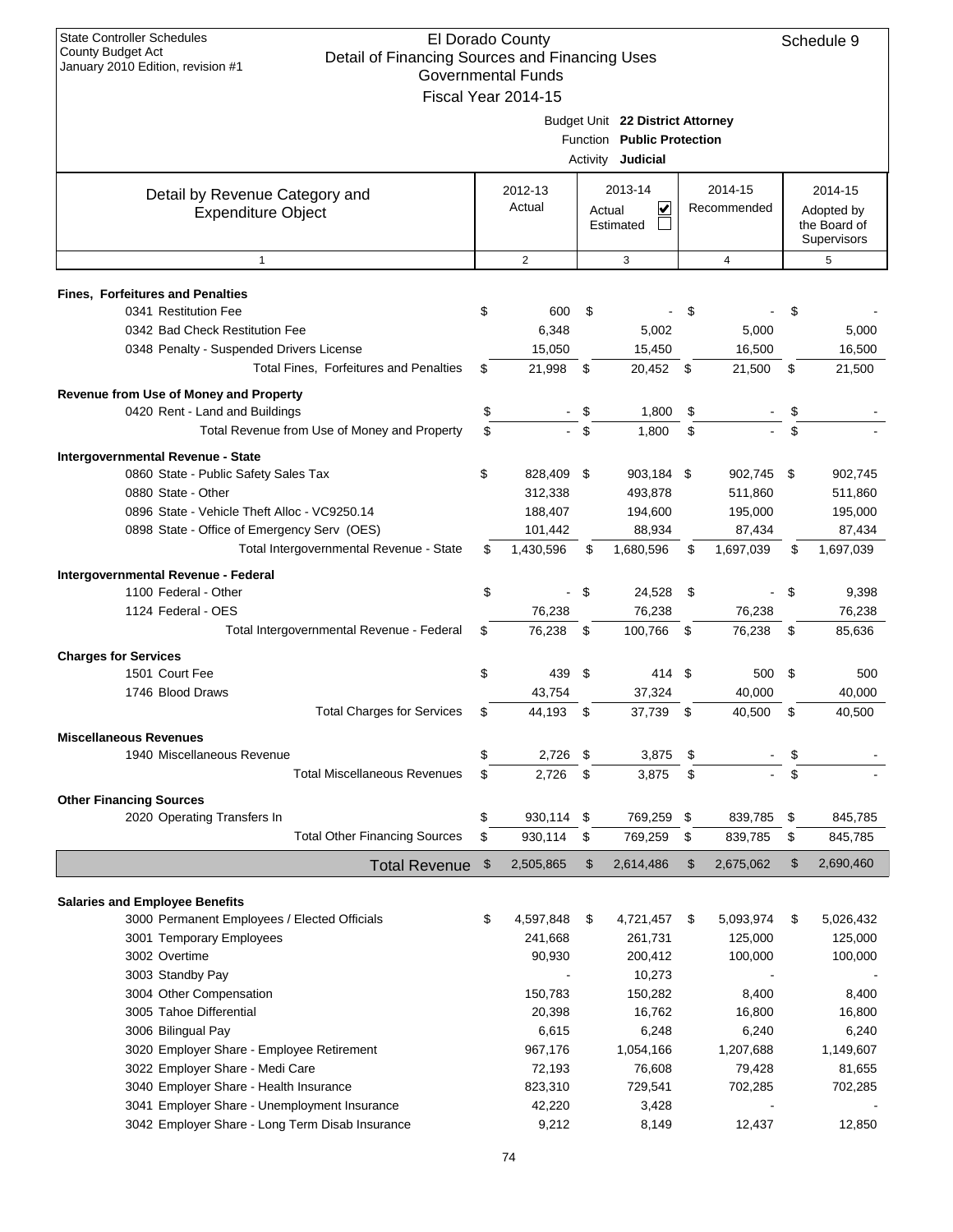State Controller Schedules
County Budget Act
January 2010 Edition, revision #1

# El Dorado County
## Detail of Financing Sources and Financing Uses
### Governmental Funds
### Fiscal Year 2014-15

Schedule 9

Budget Unit **22 District Attorney**
Function **Public Protection**
Activity **Judicial**

| Detail by Revenue Category and Expenditure Object | 2012-13 Actual | 2013-14 Actual ☑ Estimated ☐ | 2014-15 Recommended | 2014-15 Adopted by the Board of Supervisors |
|---|---|---|---|---|
| 1 | 2 | 3 | 4 | 5 |
| **Fines, Forfeitures and Penalties** | | | | |
| 0341 Restitution Fee | $ 600 | $ - | $ - | $ - |
| 0342 Bad Check Restitution Fee | 6,348 | 5,002 | 5,000 | 5,000 |
| 0348 Penalty - Suspended Drivers License | 15,050 | 15,450 | 16,500 | 16,500 |
| Total Fines, Forfeitures and Penalties | $ 21,998 | $ 20,452 | $ 21,500 | $ 21,500 |
| **Revenue from Use of Money and Property** | | | | |
| 0420 Rent - Land and Buildings | $ - | $ 1,800 | $ - | $ - |
| Total Revenue from Use of Money and Property | $ - | $ 1,800 | $ - | $ - |
| **Intergovernmental Revenue - State** | | | | |
| 0860 State - Public Safety Sales Tax | $ 828,409 | $ 903,184 | $ 902,745 | $ 902,745 |
| 0880 State - Other | 312,338 | 493,878 | 511,860 | 511,860 |
| 0896 State - Vehicle Theft Alloc - VC9250.14 | 188,407 | 194,600 | 195,000 | 195,000 |
| 0898 State - Office of Emergency Serv (OES) | 101,442 | 88,934 | 87,434 | 87,434 |
| Total Intergovernmental Revenue - State | $ 1,430,596 | $ 1,680,596 | $ 1,697,039 | $ 1,697,039 |
| **Intergovernmental Revenue - Federal** | | | | |
| 1100 Federal - Other | $ - | $ 24,528 | $ - | $ 9,398 |
| 1124 Federal - OES | 76,238 | 76,238 | 76,238 | 76,238 |
| Total Intergovernmental Revenue - Federal | $ 76,238 | $ 100,766 | $ 76,238 | $ 85,636 |
| **Charges for Services** | | | | |
| 1501 Court Fee | $ 439 | $ 414 | $ 500 | $ 500 |
| 1746 Blood Draws | 43,754 | 37,324 | 40,000 | 40,000 |
| Total Charges for Services | $ 44,193 | $ 37,739 | $ 40,500 | $ 40,500 |
| **Miscellaneous Revenues** | | | | |
| 1940 Miscellaneous Revenue | $ 2,726 | $ 3,875 | $ - | $ - |
| Total Miscellaneous Revenues | $ 2,726 | $ 3,875 | $ - | $ - |
| **Other Financing Sources** | | | | |
| 2020 Operating Transfers In | $ 930,114 | $ 769,259 | $ 839,785 | $ 845,785 |
| Total Other Financing Sources | $ 930,114 | $ 769,259 | $ 839,785 | $ 845,785 |
| **Total Revenue** | $ 2,505,865 | $ 2,614,486 | $ 2,675,062 | $ 2,690,460 |
| **Salaries and Employee Benefits** | | | | |
| 3000 Permanent Employees / Elected Officials | $ 4,597,848 | $ 4,721,457 | $ 5,093,974 | $ 5,026,432 |
| 3001 Temporary Employees | 241,668 | 261,731 | 125,000 | 125,000 |
| 3002 Overtime | 90,930 | 200,412 | 100,000 | 100,000 |
| 3003 Standby Pay | - | 10,273 | - | - |
| 3004 Other Compensation | 150,783 | 150,282 | 8,400 | 8,400 |
| 3005 Tahoe Differential | 20,398 | 16,762 | 16,800 | 16,800 |
| 3006 Bilingual Pay | 6,615 | 6,248 | 6,240 | 6,240 |
| 3020 Employer Share - Employee Retirement | 967,176 | 1,054,166 | 1,207,688 | 1,149,607 |
| 3022 Employer Share - Medi Care | 72,193 | 76,608 | 79,428 | 81,655 |
| 3040 Employer Share - Health Insurance | 823,310 | 729,541 | 702,285 | 702,285 |
| 3041 Employer Share - Unemployment Insurance | 42,220 | 3,428 | - | - |
| 3042 Employer Share - Long Term Disab Insurance | 9,212 | 8,149 | 12,437 | 12,850 |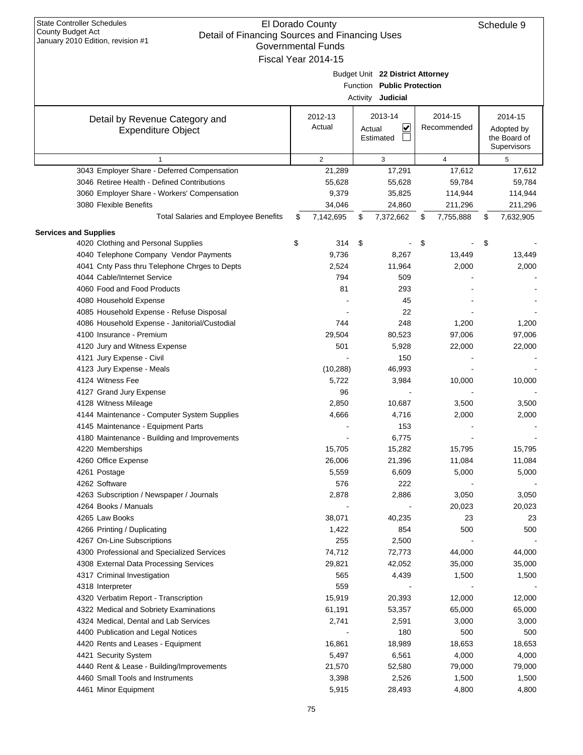State Controller Schedules
County Budget Act
January 2010 Edition, revision #1

# El Dorado County
## Detail of Financing Sources and Financing Uses
### Governmental Funds
### Fiscal Year 2014-15

Schedule 9

Budget Unit **22 District Attorney**
Function **Public Protection**
Activity **Judicial**

| Detail by Revenue Category and Expenditure Object | 2012-13 Actual | 2013-14 Actual ☑ Estimated ☐ | 2014-15 Recommended | 2014-15 Adopted by the Board of Supervisors |
|---|---|---|---|---|
| 1 | 2 | 3 | 4 | 5 |
| 3043 Employer Share - Deferred Compensation | 21,289 | 17,291 | 17,612 | 17,612 |
| 3046 Retiree Health - Defined Contributions | 55,628 | 55,628 | 59,784 | 59,784 |
| 3060 Employer Share - Workers' Compensation | 9,379 | 35,825 | 114,944 | 114,944 |
| 3080 Flexible Benefits | 34,046 | 24,860 | 211,296 | 211,296 |
| Total Salaries and Employee Benefits | $ 7,142,695 | $ 7,372,662 | $ 7,755,888 | $ 7,632,905 |
| **Services and Supplies** | | | | |
| 4020 Clothing and Personal Supplies | $ 314 | $ - | $ - | $ - |
| 4040 Telephone Company Vendor Payments | 9,736 | 8,267 | 13,449 | 13,449 |
| 4041 Cnty Pass thru Telephone Chrges to Depts | 2,524 | 11,964 | 2,000 | 2,000 |
| 4044 Cable/Internet Service | 794 | 509 | - | - |
| 4060 Food and Food Products | 81 | 293 | - | - |
| 4080 Household Expense | - | 45 | - | - |
| 4085 Household Expense - Refuse Disposal | - | 22 | - | - |
| 4086 Household Expense - Janitorial/Custodial | 744 | 248 | 1,200 | 1,200 |
| 4100 Insurance - Premium | 29,504 | 80,523 | 97,006 | 97,006 |
| 4120 Jury and Witness Expense | 501 | 5,928 | 22,000 | 22,000 |
| 4121 Jury Expense - Civil | - | 150 | - | - |
| 4123 Jury Expense - Meals | (10,288) | 46,993 | - | - |
| 4124 Witness Fee | 5,722 | 3,984 | 10,000 | 10,000 |
| 4127 Grand Jury Expense | 96 | - | - | - |
| 4128 Witness Mileage | 2,850 | 10,687 | 3,500 | 3,500 |
| 4144 Maintenance - Computer System Supplies | 4,666 | 4,716 | 2,000 | 2,000 |
| 4145 Maintenance - Equipment Parts | - | 153 | - | - |
| 4180 Maintenance - Building and Improvements | - | 6,775 | - | - |
| 4220 Memberships | 15,705 | 15,282 | 15,795 | 15,795 |
| 4260 Office Expense | 26,006 | 21,396 | 11,084 | 11,084 |
| 4261 Postage | 5,559 | 6,609 | 5,000 | 5,000 |
| 4262 Software | 576 | 222 | - | - |
| 4263 Subscription / Newspaper / Journals | 2,878 | 2,886 | 3,050 | 3,050 |
| 4264 Books / Manuals | - | - | 20,023 | 20,023 |
| 4265 Law Books | 38,071 | 40,235 | 23 | 23 |
| 4266 Printing / Duplicating | 1,422 | 854 | 500 | 500 |
| 4267 On-Line Subscriptions | 255 | 2,500 | - | - |
| 4300 Professional and Specialized Services | 74,712 | 72,773 | 44,000 | 44,000 |
| 4308 External Data Processing Services | 29,821 | 42,052 | 35,000 | 35,000 |
| 4317 Criminal Investigation | 565 | 4,439 | 1,500 | 1,500 |
| 4318 Interpreter | 559 | - | - | - |
| 4320 Verbatim Report - Transcription | 15,919 | 20,393 | 12,000 | 12,000 |
| 4322 Medical and Sobriety Examinations | 61,191 | 53,357 | 65,000 | 65,000 |
| 4324 Medical, Dental and Lab Services | 2,741 | 2,591 | 3,000 | 3,000 |
| 4400 Publication and Legal Notices | - | 180 | 500 | 500 |
| 4420 Rents and Leases - Equipment | 16,861 | 18,989 | 18,653 | 18,653 |
| 4421 Security System | 5,497 | 6,561 | 4,000 | 4,000 |
| 4440 Rent & Lease - Building/Improvements | 21,570 | 52,580 | 79,000 | 79,000 |
| 4460 Small Tools and Instruments | 3,398 | 2,526 | 1,500 | 1,500 |
| 4461 Minor Equipment | 5,915 | 28,493 | 4,800 | 4,800 |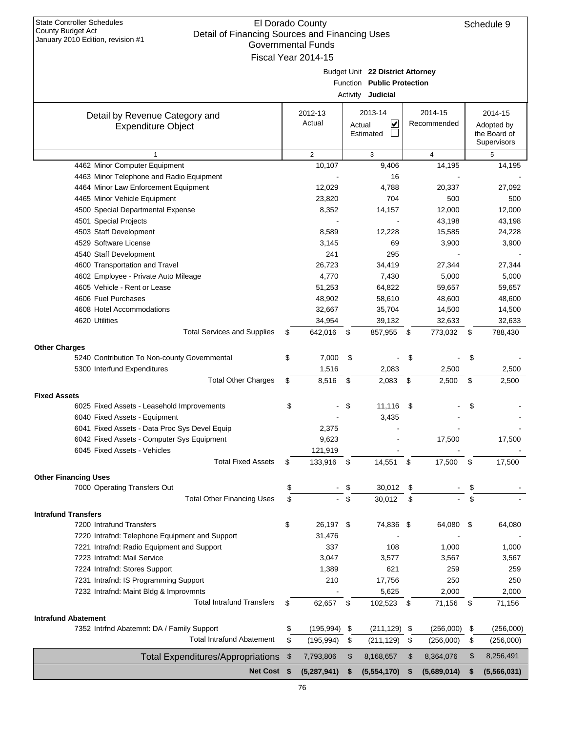State Controller Schedules
County Budget Act
January 2010 Edition, revision #1

# El Dorado County
## Detail of Financing Sources and Financing Uses
### Governmental Funds
### Fiscal Year 2014-15

Schedule 9

Budget Unit **22 District Attorney**
Function **Public Protection**
Activity **Judicial**

| Detail by Revenue Category and Expenditure Object | 2012-13 Actual | 2013-14 Actual ☑ Estimated ☐ | 2014-15 Recommended | 2014-15 Adopted by the Board of Supervisors |
|---|---|---|---|---|
| 1 | 2 | 3 | 4 | 5 |
| 4462 Minor Computer Equipment | 10,107 | 9,406 | 14,195 | 14,195 |
| 4463 Minor Telephone and Radio Equipment | - | 16 | - | - |
| 4464 Minor Law Enforcement Equipment | 12,029 | 4,788 | 20,337 | 27,092 |
| 4465 Minor Vehicle Equipment | 23,820 | 704 | 500 | 500 |
| 4500 Special Departmental Expense | 8,352 | 14,157 | 12,000 | 12,000 |
| 4501 Special Projects | - | - | 43,198 | 43,198 |
| 4503 Staff Development | 8,589 | 12,228 | 15,585 | 24,228 |
| 4529 Software License | 3,145 | 69 | 3,900 | 3,900 |
| 4540 Staff Development | 241 | 295 | - | - |
| 4600 Transportation and Travel | 26,723 | 34,419 | 27,344 | 27,344 |
| 4602 Employee - Private Auto Mileage | 4,770 | 7,430 | 5,000 | 5,000 |
| 4605 Vehicle - Rent or Lease | 51,253 | 64,822 | 59,657 | 59,657 |
| 4606 Fuel Purchases | 48,902 | 58,610 | 48,600 | 48,600 |
| 4608 Hotel Accommodations | 32,667 | 35,704 | 14,500 | 14,500 |
| 4620 Utilities | 34,954 | 39,132 | 32,633 | 32,633 |
| Total Services and Supplies | $ 642,016 | $ 857,955 | $ 773,032 | $ 788,430 |
| **Other Charges** | | | | |
| 5240 Contribution To Non-county Governmental | $ 7,000 | $ - | $ - | $ - |
| 5300 Interfund Expenditures | 1,516 | 2,083 | 2,500 | 2,500 |
| Total Other Charges | $ 8,516 | $ 2,083 | $ 2,500 | $ 2,500 |
| **Fixed Assets** | | | | |
| 6025 Fixed Assets - Leasehold Improvements | $ - | $ 11,116 | $ - | $ - |
| 6040 Fixed Assets - Equipment | - | 3,435 | - | - |
| 6041 Fixed Assets - Data Proc Sys Devel Equip | 2,375 | - | - | - |
| 6042 Fixed Assets - Computer Sys Equipment | 9,623 | - | 17,500 | 17,500 |
| 6045 Fixed Assets - Vehicles | 121,919 | - | - | - |
| Total Fixed Assets | $ 133,916 | $ 14,551 | $ 17,500 | $ 17,500 |
| **Other Financing Uses** | | | | |
| 7000 Operating Transfers Out | $ - | $ 30,012 | $ - | $ - |
| Total Other Financing Uses | $ - | $ 30,012 | $ - | $ - |
| **Intrafund Transfers** | | | | |
| 7200 Intrafund Transfers | $ 26,197 | $ 74,836 | $ 64,080 | $ 64,080 |
| 7220 Intrafnd: Telephone Equipment and Support | 31,476 | - | - | - |
| 7221 Intrafnd: Radio Equipment and Support | 337 | 108 | 1,000 | 1,000 |
| 7223 Intrafnd: Mail Service | 3,047 | 3,577 | 3,567 | 3,567 |
| 7224 Intrafnd: Stores Support | 1,389 | 621 | 259 | 259 |
| 7231 Intrafnd: IS Programming Support | 210 | 17,756 | 250 | 250 |
| 7232 Intrafnd: Maint Bldg & Improvmnts | - | 5,625 | 2,000 | 2,000 |
| Total Intrafund Transfers | $ 62,657 | $ 102,523 | $ 71,156 | $ 71,156 |
| **Intrafund Abatement** | | | | |
| 7352 Intrfnd Abatemnt: DA / Family Support | $ (195,994) | $ (211,129) | $ (256,000) | $ (256,000) |
| Total Intrafund Abatement | $ (195,994) | $ (211,129) | $ (256,000) | $ (256,000) |
| Total Expenditures/Appropriations | $ 7,793,806 | $ 8,168,657 | $ 8,364,076 | $ 8,256,491 |
| **Net Cost** | **$ (5,287,941)** | **$ (5,554,170)** | **$ (5,689,014)** | **$ (5,566,031)** |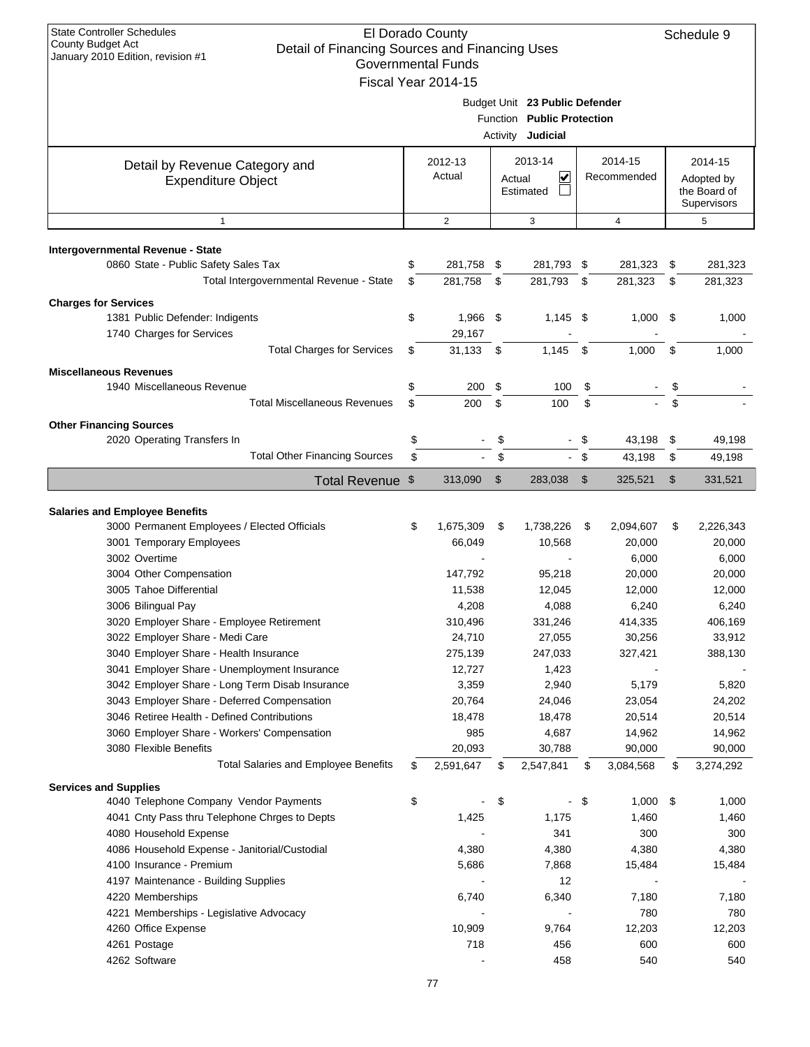State Controller Schedules
County Budget Act
January 2010 Edition, revision #1

# El Dorado County
## Detail of Financing Sources and Financing Uses
### Governmental Funds
### Fiscal Year 2014-15

Schedule 9

Budget Unit **23 Public Defender**
Function **Public Protection**
Activity **Judicial**

| Detail by Revenue Category and Expenditure Object | 2012-13 Actual | 2013-14 Actual ☑ Estimated ☐ | 2014-15 Recommended | 2014-15 Adopted by the Board of Supervisors |
|---|---|---|---|---|
| 1 | 2 | 3 | 4 | 5 |
| **Intergovernmental Revenue - State** | | | | |
| 0860 State - Public Safety Sales Tax | $ 281,758 | $ 281,793 | $ 281,323 | $ 281,323 |
| Total Intergovernmental Revenue - State | $ 281,758 | $ 281,793 | $ 281,323 | $ 281,323 |
| **Charges for Services** | | | | |
| 1381 Public Defender: Indigents | $ 1,966 | $ 1,145 | $ 1,000 | $ 1,000 |
| 1740 Charges for Services | 29,167 | - | - | - |
| Total Charges for Services | $ 31,133 | $ 1,145 | $ 1,000 | $ 1,000 |
| **Miscellaneous Revenues** | | | | |
| 1940 Miscellaneous Revenue | $ 200 | $ 100 | $ - | $ - |
| Total Miscellaneous Revenues | $ 200 | $ 100 | $ - | $ - |
| **Other Financing Sources** | | | | |
| 2020 Operating Transfers In | $ - | $ - | $ 43,198 | $ 49,198 |
| Total Other Financing Sources | $ - | $ - | $ 43,198 | $ 49,198 |
| **Total Revenue** | $ 313,090 | $ 283,038 | $ 325,521 | $ 331,521 |
| **Salaries and Employee Benefits** | | | | |
| 3000 Permanent Employees / Elected Officials | $ 1,675,309 | $ 1,738,226 | $ 2,094,607 | $ 2,226,343 |
| 3001 Temporary Employees | 66,049 | 10,568 | 20,000 | 20,000 |
| 3002 Overtime | - | - | 6,000 | 6,000 |
| 3004 Other Compensation | 147,792 | 95,218 | 20,000 | 20,000 |
| 3005 Tahoe Differential | 11,538 | 12,045 | 12,000 | 12,000 |
| 3006 Bilingual Pay | 4,208 | 4,088 | 6,240 | 6,240 |
| 3020 Employer Share - Employee Retirement | 310,496 | 331,246 | 414,335 | 406,169 |
| 3022 Employer Share - Medi Care | 24,710 | 27,055 | 30,256 | 33,912 |
| 3040 Employer Share - Health Insurance | 275,139 | 247,033 | 327,421 | 388,130 |
| 3041 Employer Share - Unemployment Insurance | 12,727 | 1,423 | - | - |
| 3042 Employer Share - Long Term Disab Insurance | 3,359 | 2,940 | 5,179 | 5,820 |
| 3043 Employer Share - Deferred Compensation | 20,764 | 24,046 | 23,054 | 24,202 |
| 3046 Retiree Health - Defined Contributions | 18,478 | 18,478 | 20,514 | 20,514 |
| 3060 Employer Share - Workers' Compensation | 985 | 4,687 | 14,962 | 14,962 |
| 3080 Flexible Benefits | 20,093 | 30,788 | 90,000 | 90,000 |
| Total Salaries and Employee Benefits | $ 2,591,647 | $ 2,547,841 | $ 3,084,568 | $ 3,274,292 |
| **Services and Supplies** | | | | |
| 4040 Telephone Company Vendor Payments | $ - | $ - | $ 1,000 | $ 1,000 |
| 4041 Cnty Pass thru Telephone Chrges to Depts | 1,425 | 1,175 | 1,460 | 1,460 |
| 4080 Household Expense | - | 341 | 300 | 300 |
| 4086 Household Expense - Janitorial/Custodial | 4,380 | 4,380 | 4,380 | 4,380 |
| 4100 Insurance - Premium | 5,686 | 7,868 | 15,484 | 15,484 |
| 4197 Maintenance - Building Supplies | - | 12 | - | - |
| 4220 Memberships | 6,740 | 6,340 | 7,180 | 7,180 |
| 4221 Memberships - Legislative Advocacy | - | - | 780 | 780 |
| 4260 Office Expense | 10,909 | 9,764 | 12,203 | 12,203 |
| 4261 Postage | 718 | 456 | 600 | 600 |
| 4262 Software | - | 458 | 540 | 540 |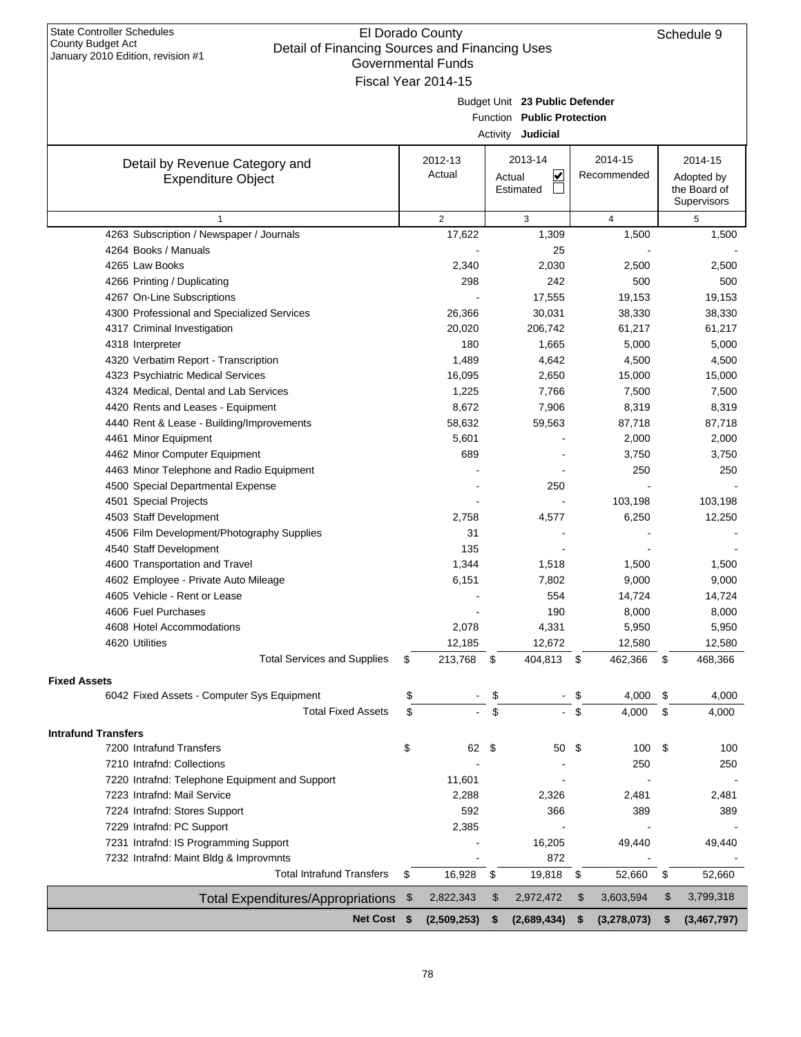State Controller Schedules
County Budget Act
January 2010 Edition, revision #1

# El Dorado County
## Detail of Financing Sources and Financing Uses
### Governmental Funds
### Fiscal Year 2014-15

Schedule 9

Budget Unit **23 Public Defender**
Function **Public Protection**
Activity **Judicial**

| Detail by Revenue Category and Expenditure Object | 2012-13 Actual | 2013-14 Actual ☑ Estimated ☐ | 2014-15 Recommended | 2014-15 Adopted by the Board of Supervisors |
|---|---|---|---|---|
| 1 | 2 | 3 | 4 | 5 |
| 4263 Subscription / Newspaper / Journals | 17,622 | 1,309 | 1,500 | 1,500 |
| 4264 Books / Manuals | - | 25 | - | - |
| 4265 Law Books | 2,340 | 2,030 | 2,500 | 2,500 |
| 4266 Printing / Duplicating | 298 | 242 | 500 | 500 |
| 4267 On-Line Subscriptions | - | 17,555 | 19,153 | 19,153 |
| 4300 Professional and Specialized Services | 26,366 | 30,031 | 38,330 | 38,330 |
| 4317 Criminal Investigation | 20,020 | 206,742 | 61,217 | 61,217 |
| 4318 Interpreter | 180 | 1,665 | 5,000 | 5,000 |
| 4320 Verbatim Report - Transcription | 1,489 | 4,642 | 4,500 | 4,500 |
| 4323 Psychiatric Medical Services | 16,095 | 2,650 | 15,000 | 15,000 |
| 4324 Medical, Dental and Lab Services | 1,225 | 7,766 | 7,500 | 7,500 |
| 4420 Rents and Leases - Equipment | 8,672 | 7,906 | 8,319 | 8,319 |
| 4440 Rent & Lease - Building/Improvements | 58,632 | 59,563 | 87,718 | 87,718 |
| 4461 Minor Equipment | 5,601 | - | 2,000 | 2,000 |
| 4462 Minor Computer Equipment | 689 | - | 3,750 | 3,750 |
| 4463 Minor Telephone and Radio Equipment | - | - | 250 | 250 |
| 4500 Special Departmental Expense | - | 250 | - | - |
| 4501 Special Projects | - | - | 103,198 | 103,198 |
| 4503 Staff Development | 2,758 | 4,577 | 6,250 | 12,250 |
| 4506 Film Development/Photography Supplies | 31 | - | - | - |
| 4540 Staff Development | 135 | - | - | - |
| 4600 Transportation and Travel | 1,344 | 1,518 | 1,500 | 1,500 |
| 4602 Employee - Private Auto Mileage | 6,151 | 7,802 | 9,000 | 9,000 |
| 4605 Vehicle - Rent or Lease | - | 554 | 14,724 | 14,724 |
| 4606 Fuel Purchases | - | 190 | 8,000 | 8,000 |
| 4608 Hotel Accommodations | 2,078 | 4,331 | 5,950 | 5,950 |
| 4620 Utilities | 12,185 | 12,672 | 12,580 | 12,580 |
| Total Services and Supplies | $ 213,768 | $ 404,813 | $ 462,366 | $ 468,366 |
| **Fixed Assets** | | | | |
| 6042 Fixed Assets - Computer Sys Equipment | $ - | $ - | $ 4,000 | $ 4,000 |
| Total Fixed Assets | $ - | $ - | $ 4,000 | $ 4,000 |
| **Intrafund Transfers** | | | | |
| 7200 Intrafund Transfers | $ 62 | $ 50 | $ 100 | $ 100 |
| 7210 Intrafnd: Collections | - | - | 250 | 250 |
| 7220 Intrafnd: Telephone Equipment and Support | 11,601 | - | - | - |
| 7223 Intrafnd: Mail Service | 2,288 | 2,326 | 2,481 | 2,481 |
| 7224 Intrafnd: Stores Support | 592 | 366 | 389 | 389 |
| 7229 Intrafnd: PC Support | 2,385 | - | - | - |
| 7231 Intrafnd: IS Programming Support | - | 16,205 | 49,440 | 49,440 |
| 7232 Intrafnd: Maint Bldg & Improvmnts | - | 872 | - | - |
| Total Intrafund Transfers | $ 16,928 | $ 19,818 | $ 52,660 | $ 52,660 |
| Total Expenditures/Appropriations | $ 2,822,343 | $ 2,972,472 | $ 3,603,594 | $ 3,799,318 |
| **Net Cost** | **$ (2,509,253)** | **$ (2,689,434)** | **$ (3,278,073)** | **$ (3,467,797)** |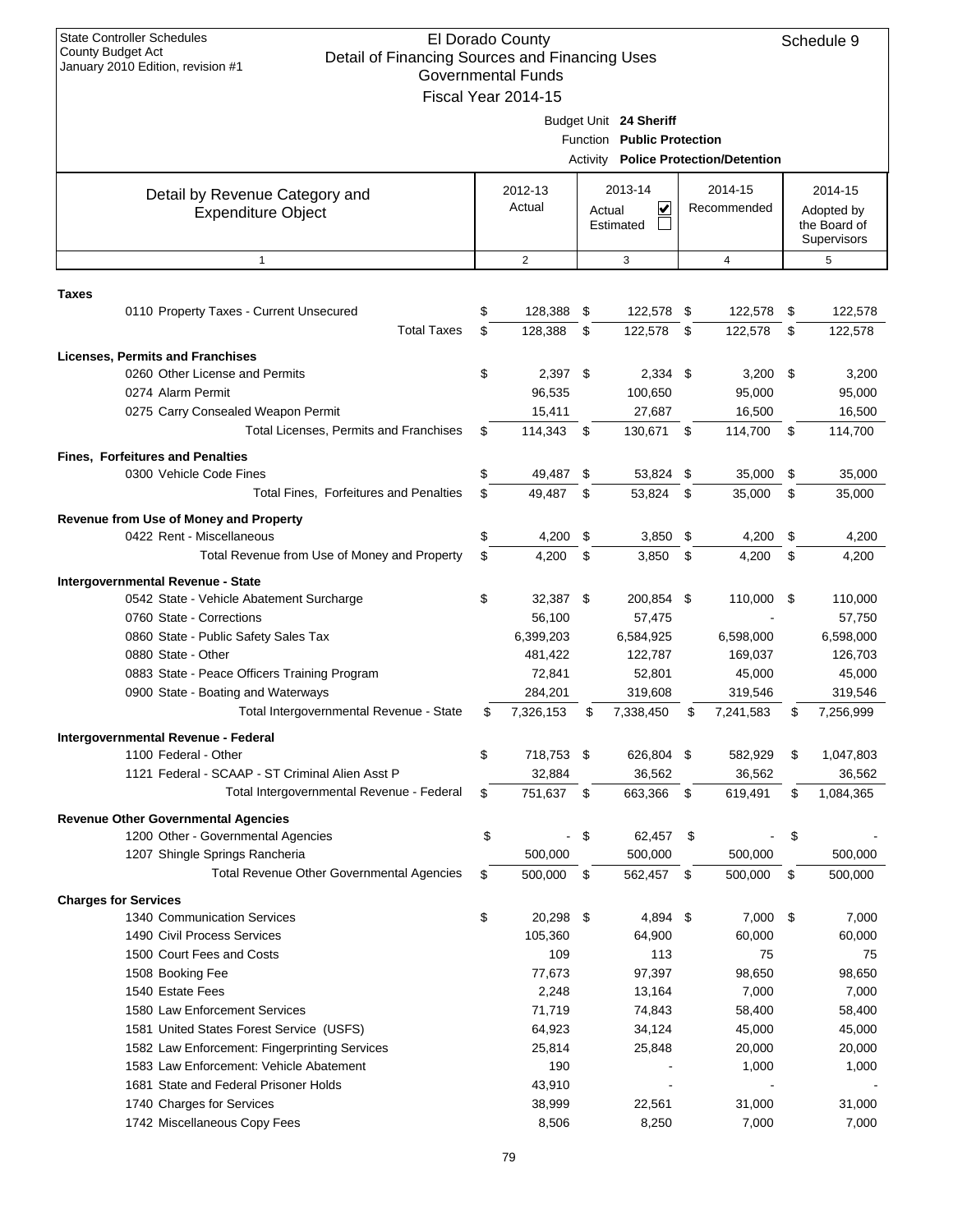State Controller Schedules
County Budget Act
January 2010 Edition, revision #1

# El Dorado County
## Detail of Financing Sources and Financing Uses
### Governmental Funds
### Fiscal Year 2014-15

Schedule 9

Budget Unit **24 Sheriff**
Function **Public Protection**
Activity **Police Protection/Detention**

| Detail by Revenue Category and Expenditure Object | 2012-13 Actual | 2013-14 Actual ☑ Estimated ☐ | 2014-15 Recommended | 2014-15 Adopted by the Board of Supervisors |
|---|---|---|---|---|
| 1 | 2 | 3 | 4 | 5 |
| **Taxes** | | | | |
| 0110 Property Taxes - Current Unsecured | $ 128,388 | $ 122,578 | $ 122,578 | $ 122,578 |
| Total Taxes | $ 128,388 | $ 122,578 | $ 122,578 | $ 122,578 |
| **Licenses, Permits and Franchises** | | | | |
| 0260 Other License and Permits | $ 2,397 | $ 2,334 | $ 3,200 | $ 3,200 |
| 0274 Alarm Permit | 96,535 | 100,650 | 95,000 | 95,000 |
| 0275 Carry Consealed Weapon Permit | 15,411 | 27,687 | 16,500 | 16,500 |
| Total Licenses, Permits and Franchises | $ 114,343 | $ 130,671 | $ 114,700 | $ 114,700 |
| **Fines, Forfeitures and Penalties** | | | | |
| 0300 Vehicle Code Fines | $ 49,487 | $ 53,824 | $ 35,000 | $ 35,000 |
| Total Fines, Forfeitures and Penalties | $ 49,487 | $ 53,824 | $ 35,000 | $ 35,000 |
| **Revenue from Use of Money and Property** | | | | |
| 0422 Rent - Miscellaneous | $ 4,200 | $ 3,850 | $ 4,200 | $ 4,200 |
| Total Revenue from Use of Money and Property | $ 4,200 | $ 3,850 | $ 4,200 | $ 4,200 |
| **Intergovernmental Revenue - State** | | | | |
| 0542 State - Vehicle Abatement Surcharge | $ 32,387 | $ 200,854 | $ 110,000 | $ 110,000 |
| 0760 State - Corrections | 56,100 | 57,475 | - | 57,750 |
| 0860 State - Public Safety Sales Tax | 6,399,203 | 6,584,925 | 6,598,000 | 6,598,000 |
| 0880 State - Other | 481,422 | 122,787 | 169,037 | 126,703 |
| 0883 State - Peace Officers Training Program | 72,841 | 52,801 | 45,000 | 45,000 |
| 0900 State - Boating and Waterways | 284,201 | 319,608 | 319,546 | 319,546 |
| Total Intergovernmental Revenue - State | $ 7,326,153 | $ 7,338,450 | $ 7,241,583 | $ 7,256,999 |
| **Intergovernmental Revenue - Federal** | | | | |
| 1100 Federal - Other | $ 718,753 | $ 626,804 | $ 582,929 | $ 1,047,803 |
| 1121 Federal - SCAAP - ST Criminal Alien Asst P | 32,884 | 36,562 | 36,562 | 36,562 |
| Total Intergovernmental Revenue - Federal | $ 751,637 | $ 663,366 | $ 619,491 | $ 1,084,365 |
| **Revenue Other Governmental Agencies** | | | | |
| 1200 Other - Governmental Agencies | $ - | $ 62,457 | $ - | $ - |
| 1207 Shingle Springs Rancheria | 500,000 | 500,000 | 500,000 | 500,000 |
| Total Revenue Other Governmental Agencies | $ 500,000 | $ 562,457 | $ 500,000 | $ 500,000 |
| **Charges for Services** | | | | |
| 1340 Communication Services | $ 20,298 | $ 4,894 | $ 7,000 | $ 7,000 |
| 1490 Civil Process Services | 105,360 | 64,900 | 60,000 | 60,000 |
| 1500 Court Fees and Costs | 109 | 113 | 75 | 75 |
| 1508 Booking Fee | 77,673 | 97,397 | 98,650 | 98,650 |
| 1540 Estate Fees | 2,248 | 13,164 | 7,000 | 7,000 |
| 1580 Law Enforcement Services | 71,719 | 74,843 | 58,400 | 58,400 |
| 1581 United States Forest Service (USFS) | 64,923 | 34,124 | 45,000 | 45,000 |
| 1582 Law Enforcement: Fingerprinting Services | 25,814 | 25,848 | 20,000 | 20,000 |
| 1583 Law Enforcement: Vehicle Abatement | 190 | - | 1,000 | 1,000 |
| 1681 State and Federal Prisoner Holds | 43,910 | - | - | - |
| 1740 Charges for Services | 38,999 | 22,561 | 31,000 | 31,000 |
| 1742 Miscellaneous Copy Fees | 8,506 | 8,250 | 7,000 | 7,000 |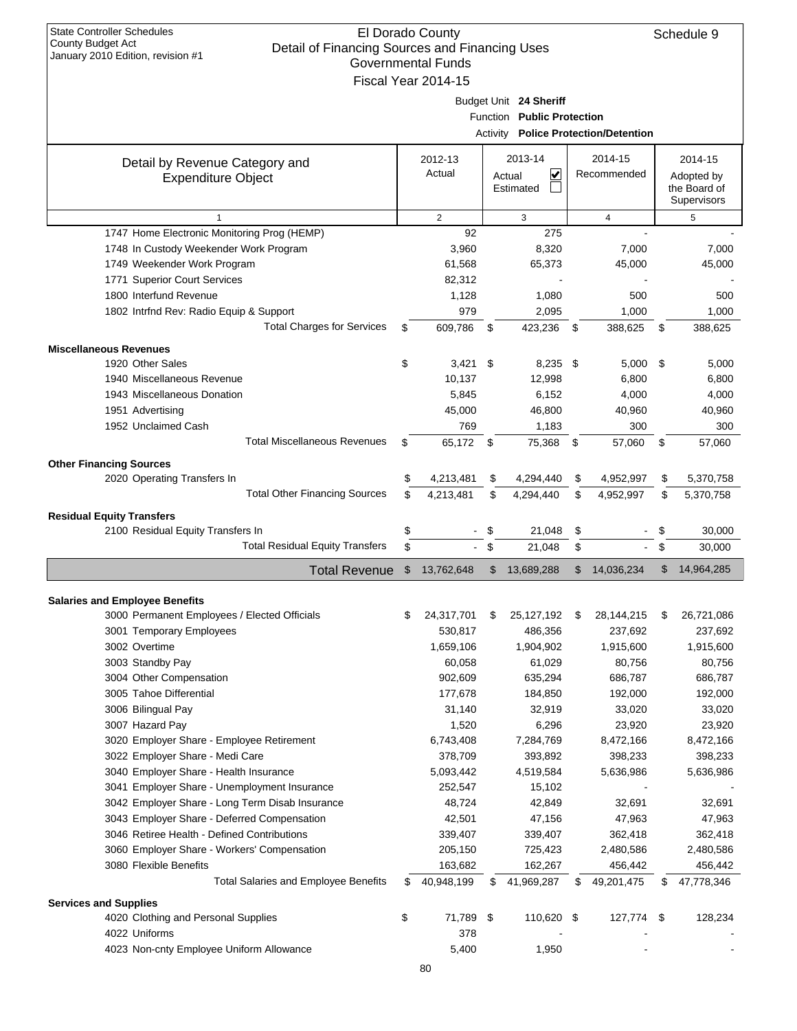State Controller Schedules
County Budget Act
January 2010 Edition, revision #1

# El Dorado County
## Detail of Financing Sources and Financing Uses
### Governmental Funds
### Fiscal Year 2014-15

Schedule 9

Budget Unit **24 Sheriff**
Function **Public Protection**
Activity **Police Protection/Detention**

| Detail by Revenue Category and Expenditure Object | 2012-13 Actual | 2013-14 Actual ☑ Estimated ☐ | 2014-15 Recommended | 2014-15 Adopted by the Board of Supervisors |
|---|---|---|---|---|
| 1 | 2 | 3 | 4 | 5 |
| 1747 Home Electronic Monitoring Prog (HEMP) | 92 | 275 | - | - |
| 1748 In Custody Weekender Work Program | 3,960 | 8,320 | 7,000 | 7,000 |
| 1749 Weekender Work Program | 61,568 | 65,373 | 45,000 | 45,000 |
| 1771 Superior Court Services | 82,312 | - | - | - |
| 1800 Interfund Revenue | 1,128 | 1,080 | 500 | 500 |
| 1802 Intrfnd Rev: Radio Equip & Support | 979 | 2,095 | 1,000 | 1,000 |
| Total Charges for Services | $ 609,786 | $ 423,236 | $ 388,625 | $ 388,625 |
| **Miscellaneous Revenues** | | | | |
| 1920 Other Sales | $ 3,421 | $ 8,235 | $ 5,000 | $ 5,000 |
| 1940 Miscellaneous Revenue | 10,137 | 12,998 | 6,800 | 6,800 |
| 1943 Miscellaneous Donation | 5,845 | 6,152 | 4,000 | 4,000 |
| 1951 Advertising | 45,000 | 46,800 | 40,960 | 40,960 |
| 1952 Unclaimed Cash | 769 | 1,183 | 300 | 300 |
| Total Miscellaneous Revenues | $ 65,172 | $ 75,368 | $ 57,060 | $ 57,060 |
| **Other Financing Sources** | | | | |
| 2020 Operating Transfers In | $ 4,213,481 | $ 4,294,440 | $ 4,952,997 | $ 5,370,758 |
| Total Other Financing Sources | $ 4,213,481 | $ 4,294,440 | $ 4,952,997 | $ 5,370,758 |
| **Residual Equity Transfers** | | | | |
| 2100 Residual Equity Transfers In | $ - | $ 21,048 | $ - | $ 30,000 |
| Total Residual Equity Transfers | $ - | $ 21,048 | $ - | $ 30,000 |
| **Total Revenue** | $ 13,762,648 | $ 13,689,288 | $ 14,036,234 | $ 14,964,285 |
| **Salaries and Employee Benefits** | | | | |
| 3000 Permanent Employees / Elected Officials | $ 24,317,701 | $ 25,127,192 | $ 28,144,215 | $ 26,721,086 |
| 3001 Temporary Employees | 530,817 | 486,356 | 237,692 | 237,692 |
| 3002 Overtime | 1,659,106 | 1,904,902 | 1,915,600 | 1,915,600 |
| 3003 Standby Pay | 60,058 | 61,029 | 80,756 | 80,756 |
| 3004 Other Compensation | 902,609 | 635,294 | 686,787 | 686,787 |
| 3005 Tahoe Differential | 177,678 | 184,850 | 192,000 | 192,000 |
| 3006 Bilingual Pay | 31,140 | 32,919 | 33,020 | 33,020 |
| 3007 Hazard Pay | 1,520 | 6,296 | 23,920 | 23,920 |
| 3020 Employer Share - Employee Retirement | 6,743,408 | 7,284,769 | 8,472,166 | 8,472,166 |
| 3022 Employer Share - Medi Care | 378,709 | 393,892 | 398,233 | 398,233 |
| 3040 Employer Share - Health Insurance | 5,093,442 | 4,519,584 | 5,636,986 | 5,636,986 |
| 3041 Employer Share - Unemployment Insurance | 252,547 | 15,102 | - | - |
| 3042 Employer Share - Long Term Disab Insurance | 48,724 | 42,849 | 32,691 | 32,691 |
| 3043 Employer Share - Deferred Compensation | 42,501 | 47,156 | 47,963 | 47,963 |
| 3046 Retiree Health - Defined Contributions | 339,407 | 339,407 | 362,418 | 362,418 |
| 3060 Employer Share - Workers' Compensation | 205,150 | 725,423 | 2,480,586 | 2,480,586 |
| 3080 Flexible Benefits | 163,682 | 162,267 | 456,442 | 456,442 |
| Total Salaries and Employee Benefits | $ 40,948,199 | $ 41,969,287 | $ 49,201,475 | $ 47,778,346 |
| **Services and Supplies** | | | | |
| 4020 Clothing and Personal Supplies | $ 71,789 | $ 110,620 | $ 127,774 | $ 128,234 |
| 4022 Uniforms | 378 | - | - | - |
| 4023 Non-cnty Employee Uniform Allowance | 5,400 | 1,950 | - | - |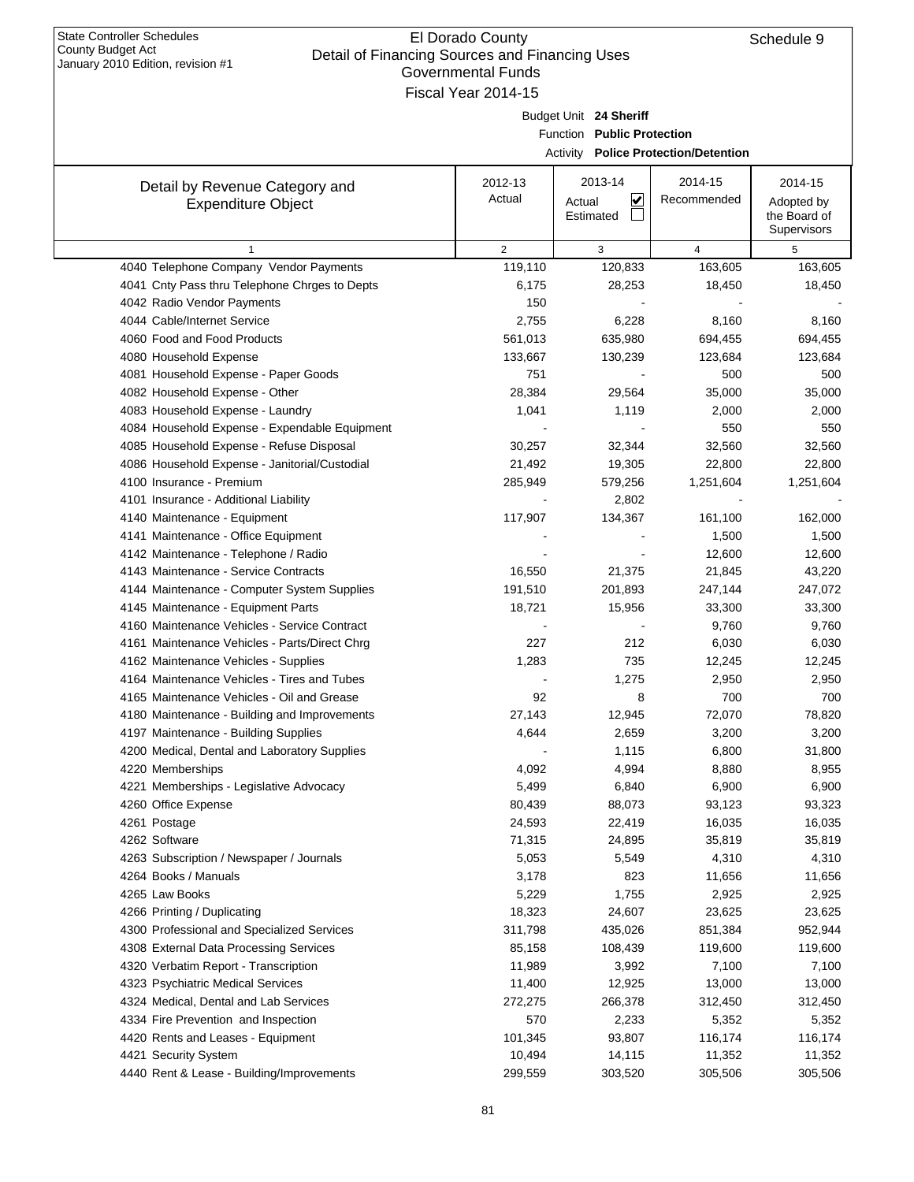State Controller Schedules
County Budget Act
January 2010 Edition, revision #1

# El Dorado County
## Detail of Financing Sources and Financing Uses
### Governmental Funds
### Fiscal Year 2014-15

Schedule 9

Budget Unit **24 Sheriff**
Function **Public Protection**
Activity **Police Protection/Detention**

| Detail by Revenue Category and Expenditure Object | 2012-13 Actual | 2013-14 Actual ☑ Estimated ☐ | 2014-15 Recommended | 2014-15 Adopted by the Board of Supervisors |
|---|---|---|---|---|
| 1 | 2 | 3 | 4 | 5 |
| 4040 Telephone Company Vendor Payments | 119,110 | 120,833 | 163,605 | 163,605 |
| 4041 Cnty Pass thru Telephone Chrges to Depts | 6,175 | 28,253 | 18,450 | 18,450 |
| 4042 Radio Vendor Payments | 150 | - | - | - |
| 4044 Cable/Internet Service | 2,755 | 6,228 | 8,160 | 8,160 |
| 4060 Food and Food Products | 561,013 | 635,980 | 694,455 | 694,455 |
| 4080 Household Expense | 133,667 | 130,239 | 123,684 | 123,684 |
| 4081 Household Expense - Paper Goods | 751 | - | 500 | 500 |
| 4082 Household Expense - Other | 28,384 | 29,564 | 35,000 | 35,000 |
| 4083 Household Expense - Laundry | 1,041 | 1,119 | 2,000 | 2,000 |
| 4084 Household Expense - Expendable Equipment | - | - | 550 | 550 |
| 4085 Household Expense - Refuse Disposal | 30,257 | 32,344 | 32,560 | 32,560 |
| 4086 Household Expense - Janitorial/Custodial | 21,492 | 19,305 | 22,800 | 22,800 |
| 4100 Insurance - Premium | 285,949 | 579,256 | 1,251,604 | 1,251,604 |
| 4101 Insurance - Additional Liability | - | 2,802 | - | - |
| 4140 Maintenance - Equipment | 117,907 | 134,367 | 161,100 | 162,000 |
| 4141 Maintenance - Office Equipment | - | - | 1,500 | 1,500 |
| 4142 Maintenance - Telephone / Radio | - | - | 12,600 | 12,600 |
| 4143 Maintenance - Service Contracts | 16,550 | 21,375 | 21,845 | 43,220 |
| 4144 Maintenance - Computer System Supplies | 191,510 | 201,893 | 247,144 | 247,072 |
| 4145 Maintenance - Equipment Parts | 18,721 | 15,956 | 33,300 | 33,300 |
| 4160 Maintenance Vehicles - Service Contract | - | - | 9,760 | 9,760 |
| 4161 Maintenance Vehicles - Parts/Direct Chrg | 227 | 212 | 6,030 | 6,030 |
| 4162 Maintenance Vehicles - Supplies | 1,283 | 735 | 12,245 | 12,245 |
| 4164 Maintenance Vehicles - Tires and Tubes | - | 1,275 | 2,950 | 2,950 |
| 4165 Maintenance Vehicles - Oil and Grease | 92 | 8 | 700 | 700 |
| 4180 Maintenance - Building and Improvements | 27,143 | 12,945 | 72,070 | 78,820 |
| 4197 Maintenance - Building Supplies | 4,644 | 2,659 | 3,200 | 3,200 |
| 4200 Medical, Dental and Laboratory Supplies | - | 1,115 | 6,800 | 31,800 |
| 4220 Memberships | 4,092 | 4,994 | 8,880 | 8,955 |
| 4221 Memberships - Legislative Advocacy | 5,499 | 6,840 | 6,900 | 6,900 |
| 4260 Office Expense | 80,439 | 88,073 | 93,123 | 93,323 |
| 4261 Postage | 24,593 | 22,419 | 16,035 | 16,035 |
| 4262 Software | 71,315 | 24,895 | 35,819 | 35,819 |
| 4263 Subscription / Newspaper / Journals | 5,053 | 5,549 | 4,310 | 4,310 |
| 4264 Books / Manuals | 3,178 | 823 | 11,656 | 11,656 |
| 4265 Law Books | 5,229 | 1,755 | 2,925 | 2,925 |
| 4266 Printing / Duplicating | 18,323 | 24,607 | 23,625 | 23,625 |
| 4300 Professional and Specialized Services | 311,798 | 435,026 | 851,384 | 952,944 |
| 4308 External Data Processing Services | 85,158 | 108,439 | 119,600 | 119,600 |
| 4320 Verbatim Report - Transcription | 11,989 | 3,992 | 7,100 | 7,100 |
| 4323 Psychiatric Medical Services | 11,400 | 12,925 | 13,000 | 13,000 |
| 4324 Medical, Dental and Lab Services | 272,275 | 266,378 | 312,450 | 312,450 |
| 4334 Fire Prevention and Inspection | 570 | 2,233 | 5,352 | 5,352 |
| 4420 Rents and Leases - Equipment | 101,345 | 93,807 | 116,174 | 116,174 |
| 4421 Security System | 10,494 | 14,115 | 11,352 | 11,352 |
| 4440 Rent & Lease - Building/Improvements | 299,559 | 303,520 | 305,506 | 305,506 |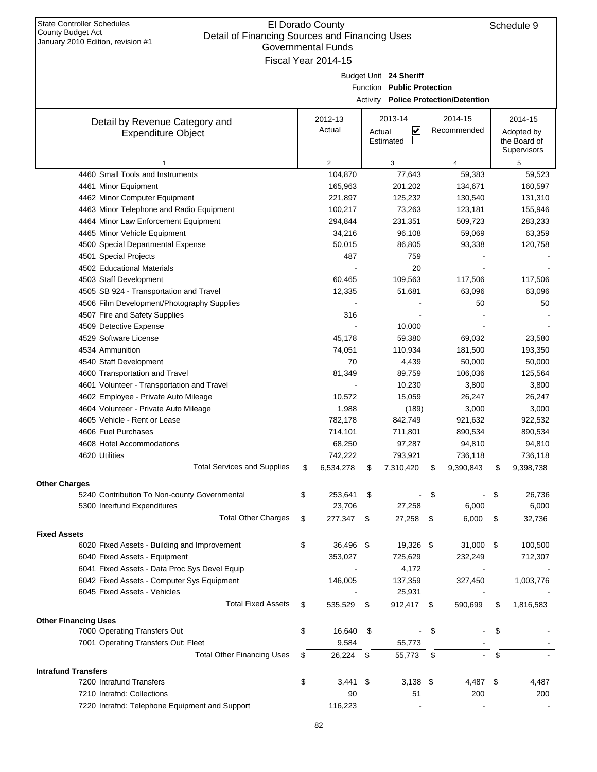State Controller Schedules
County Budget Act
January 2010 Edition, revision #1

# El Dorado County
## Detail of Financing Sources and Financing Uses
### Governmental Funds
### Fiscal Year 2014-15

Schedule 9

Budget Unit **24 Sheriff**
Function **Public Protection**
Activity **Police Protection/Detention**

| Detail by Revenue Category and Expenditure Object | 2012-13 Actual | 2013-14 Actual ☑ Estimated ☐ | 2014-15 Recommended | 2014-15 Adopted by the Board of Supervisors |
|---|---|---|---|---|
| 1 | 2 | 3 | 4 | 5 |
| 4460 Small Tools and Instruments | 104,870 | 77,643 | 59,383 | 59,523 |
| 4461 Minor Equipment | 165,963 | 201,202 | 134,671 | 160,597 |
| 4462 Minor Computer Equipment | 221,897 | 125,232 | 130,540 | 131,310 |
| 4463 Minor Telephone and Radio Equipment | 100,217 | 73,263 | 123,181 | 155,946 |
| 4464 Minor Law Enforcement Equipment | 294,844 | 231,351 | 509,723 | 283,233 |
| 4465 Minor Vehicle Equipment | 34,216 | 96,108 | 59,069 | 63,359 |
| 4500 Special Departmental Expense | 50,015 | 86,805 | 93,338 | 120,758 |
| 4501 Special Projects | 487 | 759 | - | - |
| 4502 Educational Materials | - | 20 | - | - |
| 4503 Staff Development | 60,465 | 109,563 | 117,506 | 117,506 |
| 4505 SB 924 - Transportation and Travel | 12,335 | 51,681 | 63,096 | 63,096 |
| 4506 Film Development/Photography Supplies | - | - | 50 | 50 |
| 4507 Fire and Safety Supplies | 316 | - | - | - |
| 4509 Detective Expense | - | 10,000 | - | - |
| 4529 Software License | 45,178 | 59,380 | 69,032 | 23,580 |
| 4534 Ammunition | 74,051 | 110,934 | 181,500 | 193,350 |
| 4540 Staff Development | 70 | 4,439 | 50,000 | 50,000 |
| 4600 Transportation and Travel | 81,349 | 89,759 | 106,036 | 125,564 |
| 4601 Volunteer - Transportation and Travel | - | 10,230 | 3,800 | 3,800 |
| 4602 Employee - Private Auto Mileage | 10,572 | 15,059 | 26,247 | 26,247 |
| 4604 Volunteer - Private Auto Mileage | 1,988 | (189) | 3,000 | 3,000 |
| 4605 Vehicle - Rent or Lease | 782,178 | 842,749 | 921,632 | 922,532 |
| 4606 Fuel Purchases | 714,101 | 711,801 | 890,534 | 890,534 |
| 4608 Hotel Accommodations | 68,250 | 97,287 | 94,810 | 94,810 |
| 4620 Utilities | 742,222 | 793,921 | 736,118 | 736,118 |
| Total Services and Supplies | $ 6,534,278 | $ 7,310,420 | $ 9,390,843 | $ 9,398,738 |
| **Other Charges** | | | | |
| 5240 Contribution To Non-county Governmental | $ 253,641 | $ - | $ - | $ 26,736 |
| 5300 Interfund Expenditures | 23,706 | 27,258 | 6,000 | 6,000 |
| Total Other Charges | $ 277,347 | $ 27,258 | $ 6,000 | $ 32,736 |
| **Fixed Assets** | | | | |
| 6020 Fixed Assets - Building and Improvement | $ 36,496 | $ 19,326 | $ 31,000 | $ 100,500 |
| 6040 Fixed Assets - Equipment | 353,027 | 725,629 | 232,249 | 712,307 |
| 6041 Fixed Assets - Data Proc Sys Devel Equip | - | 4,172 | - | - |
| 6042 Fixed Assets - Computer Sys Equipment | 146,005 | 137,359 | 327,450 | 1,003,776 |
| 6045 Fixed Assets - Vehicles | - | 25,931 | - | - |
| Total Fixed Assets | $ 535,529 | $ 912,417 | $ 590,699 | $ 1,816,583 |
| **Other Financing Uses** | | | | |
| 7000 Operating Transfers Out | $ 16,640 | $ - | $ - | $ - |
| 7001 Operating Transfers Out: Fleet | 9,584 | 55,773 | - | - |
| Total Other Financing Uses | $ 26,224 | $ 55,773 | $ - | $ - |
| **Intrafund Transfers** | | | | |
| 7200 Intrafund Transfers | $ 3,441 | $ 3,138 | $ 4,487 | $ 4,487 |
| 7210 Intrafnd: Collections | 90 | 51 | 200 | 200 |
| 7220 Intrafnd: Telephone Equipment and Support | 116,223 | - | - | - |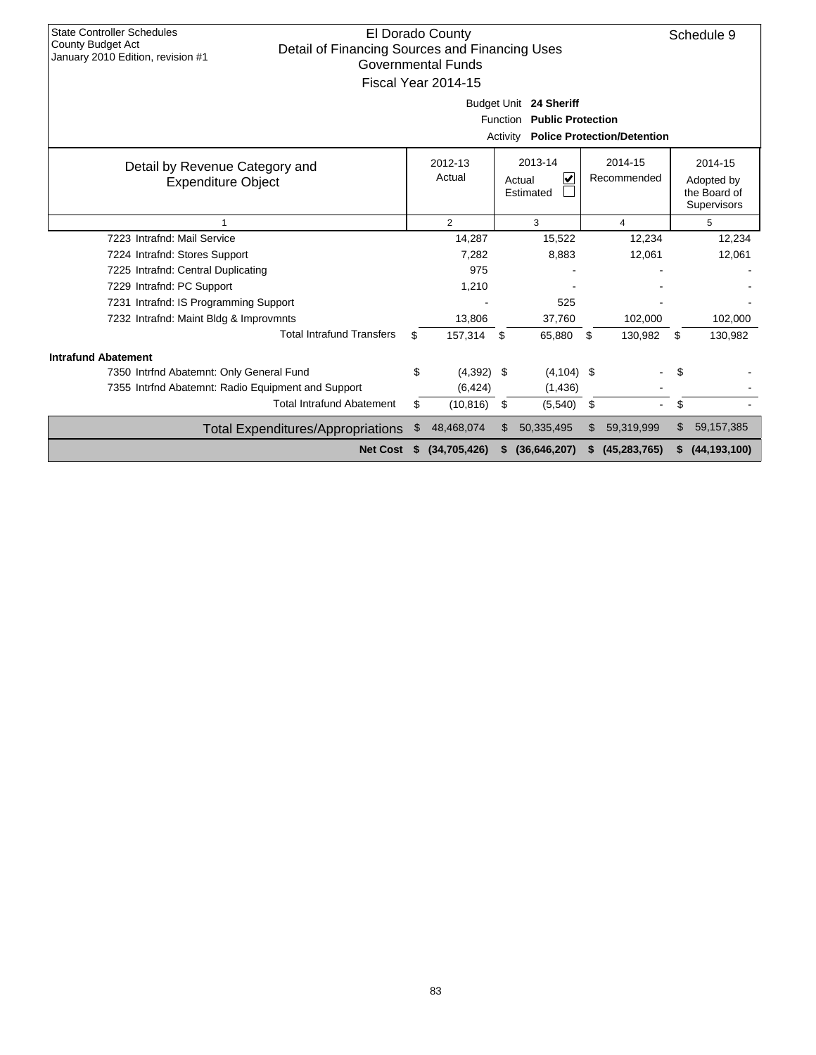State Controller Schedules
County Budget Act
January 2010 Edition, revision #1

# El Dorado County
## Detail of Financing Sources and Financing Uses
### Governmental Funds
### Fiscal Year 2014-15

Schedule 9

Budget Unit **24 Sheriff**
Function **Public Protection**
Activity **Police Protection/Detention**

| Detail by Revenue Category and Expenditure Object | 2012-13 Actual | 2013-14 Actual ☑ Estimated ☐ | 2014-15 Recommended | 2014-15 Adopted by the Board of Supervisors |
|---|---|---|---|---|
| 1 | 2 | 3 | 4 | 5 |
| 7223 Intrafnd: Mail Service | 14,287 | 15,522 | 12,234 | 12,234 |
| 7224 Intrafnd: Stores Support | 7,282 | 8,883 | 12,061 | 12,061 |
| 7225 Intrafnd: Central Duplicating | 975 | - | - | - |
| 7229 Intrafnd: PC Support | 1,210 | - | - | - |
| 7231 Intrafnd: IS Programming Support | - | 525 | - | - |
| 7232 Intrafnd: Maint Bldg & Improvmnts | 13,806 | 37,760 | 102,000 | 102,000 |
| Total Intrafund Transfers | $ 157,314 | $ 65,880 | $ 130,982 | $ 130,982 |
| **Intrafund Abatement** | | | | |
| 7350 Intrfnd Abatemnt: Only General Fund | $ (4,392) | $ (4,104) | $ - | $ - |
| 7355 Intrfnd Abatemnt: Radio Equipment and Support | (6,424) | (1,436) | - | - |
| Total Intrafund Abatement | $ (10,816) | $ (5,540) | $ - | $ - |
| Total Expenditures/Appropriations | $ 48,468,074 | $ 50,335,495 | $ 59,319,999 | $ 59,157,385 |
| **Net Cost** | **$ (34,705,426)** | **$ (36,646,207)** | **$ (45,283,765)** | **$ (44,193,100)** |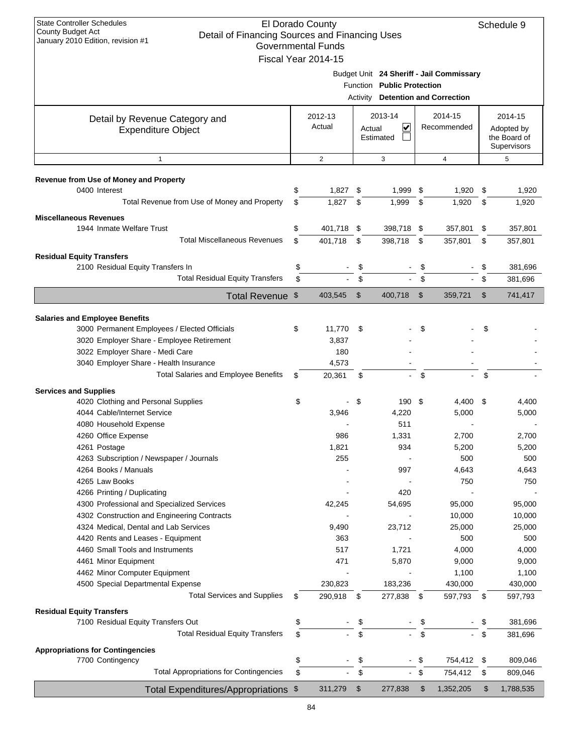State Controller Schedules
County Budget Act
January 2010 Edition, revision #1

# El Dorado County
## Detail of Financing Sources and Financing Uses
### Governmental Funds
### Fiscal Year 2014-15

Schedule 9

Budget Unit **24 Sheriff - Jail Commissary**
Function **Public Protection**
Activity **Detention and Correction**

| Detail by Revenue Category and Expenditure Object | 2012-13 Actual | 2013-14 Actual ☑ Estimated ☐ | 2014-15 Recommended | 2014-15 Adopted by the Board of Supervisors |
|---|---|---|---|---|
| 1 | 2 | 3 | 4 | 5 |
| **Revenue from Use of Money and Property** | | | | |
| 0400 Interest | $ 1,827 | $ 1,999 | $ 1,920 | $ 1,920 |
| Total Revenue from Use of Money and Property | $ 1,827 | $ 1,999 | $ 1,920 | $ 1,920 |
| **Miscellaneous Revenues** | | | | |
| 1944 Inmate Welfare Trust | $ 401,718 | $ 398,718 | $ 357,801 | $ 357,801 |
| Total Miscellaneous Revenues | $ 401,718 | $ 398,718 | $ 357,801 | $ 357,801 |
| **Residual Equity Transfers** | | | | |
| 2100 Residual Equity Transfers In | $ - | $ - | $ - | $ 381,696 |
| Total Residual Equity Transfers | $ - | $ - | $ - | $ 381,696 |
| **Total Revenue** | $ 403,545 | $ 400,718 | $ 359,721 | $ 741,417 |
| **Salaries and Employee Benefits** | | | | |
| 3000 Permanent Employees / Elected Officials | $ 11,770 | $ - | $ - | $ - |
| 3020 Employer Share - Employee Retirement | 3,837 | - | - | - |
| 3022 Employer Share - Medi Care | 180 | - | - | - |
| 3040 Employer Share - Health Insurance | 4,573 | - | - | - |
| Total Salaries and Employee Benefits | $ 20,361 | $ - | $ - | $ - |
| **Services and Supplies** | | | | |
| 4020 Clothing and Personal Supplies | $ - | $ 190 | $ 4,400 | $ 4,400 |
| 4044 Cable/Internet Service | 3,946 | 4,220 | 5,000 | 5,000 |
| 4080 Household Expense | - | 511 | - | - |
| 4260 Office Expense | 986 | 1,331 | 2,700 | 2,700 |
| 4261 Postage | 1,821 | 934 | 5,200 | 5,200 |
| 4263 Subscription / Newspaper / Journals | 255 | - | 500 | 500 |
| 4264 Books / Manuals | - | 997 | 4,643 | 4,643 |
| 4265 Law Books | - | - | 750 | 750 |
| 4266 Printing / Duplicating | - | 420 | - | - |
| 4300 Professional and Specialized Services | 42,245 | 54,695 | 95,000 | 95,000 |
| 4302 Construction and Engineering Contracts | - | - | 10,000 | 10,000 |
| 4324 Medical, Dental and Lab Services | 9,490 | 23,712 | 25,000 | 25,000 |
| 4420 Rents and Leases - Equipment | 363 | - | 500 | 500 |
| 4460 Small Tools and Instruments | 517 | 1,721 | 4,000 | 4,000 |
| 4461 Minor Equipment | 471 | 5,870 | 9,000 | 9,000 |
| 4462 Minor Computer Equipment | - | - | 1,100 | 1,100 |
| 4500 Special Departmental Expense | 230,823 | 183,236 | 430,000 | 430,000 |
| Total Services and Supplies | $ 290,918 | $ 277,838 | $ 597,793 | $ 597,793 |
| **Residual Equity Transfers** | | | | |
| 7100 Residual Equity Transfers Out | $ - | $ - | $ - | $ 381,696 |
| Total Residual Equity Transfers | $ - | $ - | $ - | $ 381,696 |
| **Appropriations for Contingencies** | | | | |
| 7700 Contingency | $ - | $ - | $ 754,412 | $ 809,046 |
| Total Appropriations for Contingencies | $ - | $ - | $ 754,412 | $ 809,046 |
| **Total Expenditures/Appropriations** | $ 311,279 | $ 277,838 | $ 1,352,205 | $ 1,788,535 |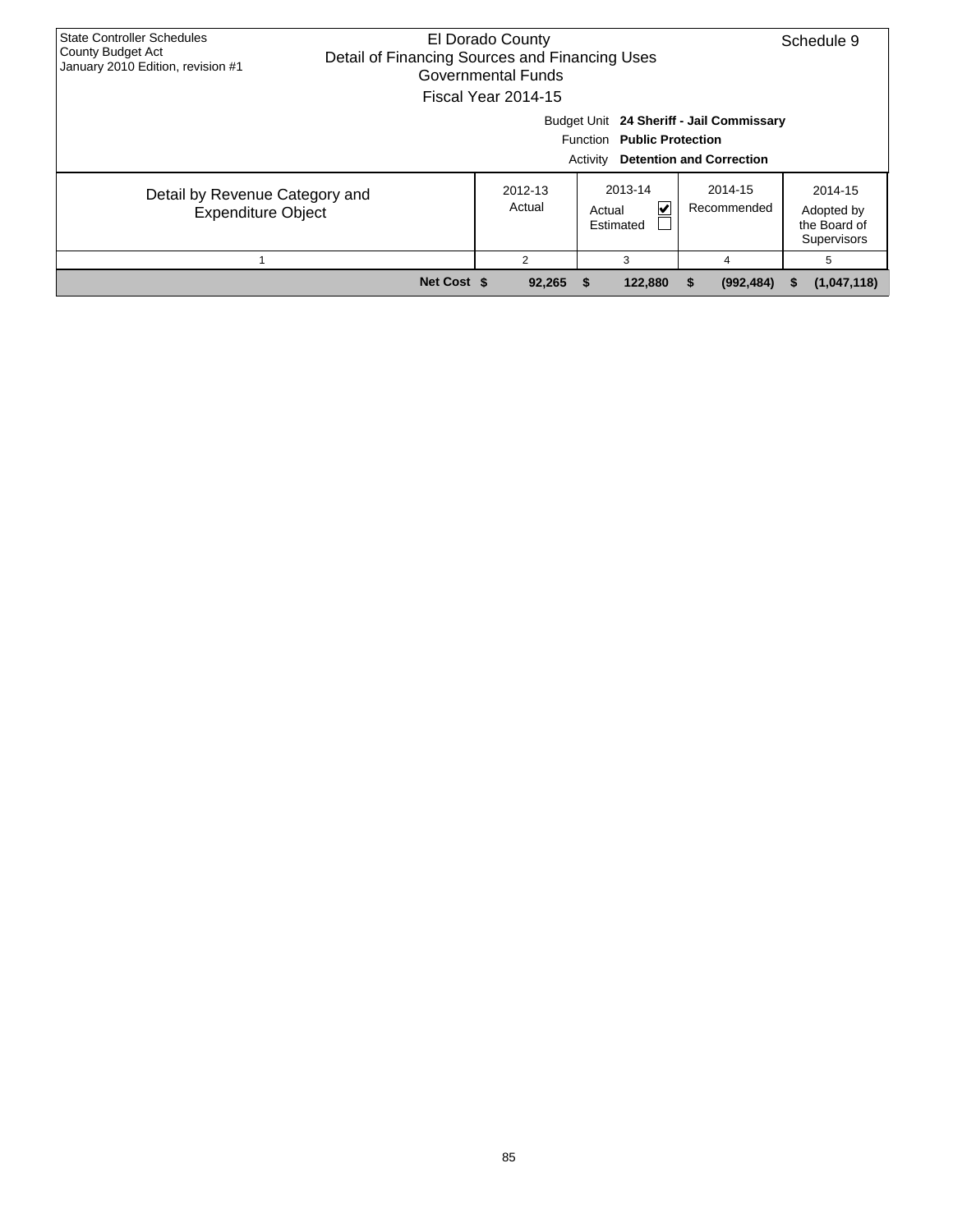State Controller Schedules
County Budget Act
January 2010 Edition, revision #1

# El Dorado County
## Detail of Financing Sources and Financing Uses
### Governmental Funds
### Fiscal Year 2014-15

Schedule 9

Budget Unit **24 Sheriff - Jail Commissary**
Function **Public Protection**
Activity **Detention and Correction**

| Detail by Revenue Category and Expenditure Object | 2012-13 Actual | 2013-14 Actual ☑ Estimated ☐ | 2014-15 Recommended | 2014-15 Adopted by the Board of Supervisors |
|---|---|---|---|---|
| 1 | 2 | 3 | 4 | 5 |
| **Net Cost** | **$ 92,265** | **$ 122,880** | **$ (992,484)** | **$ (1,047,118)** |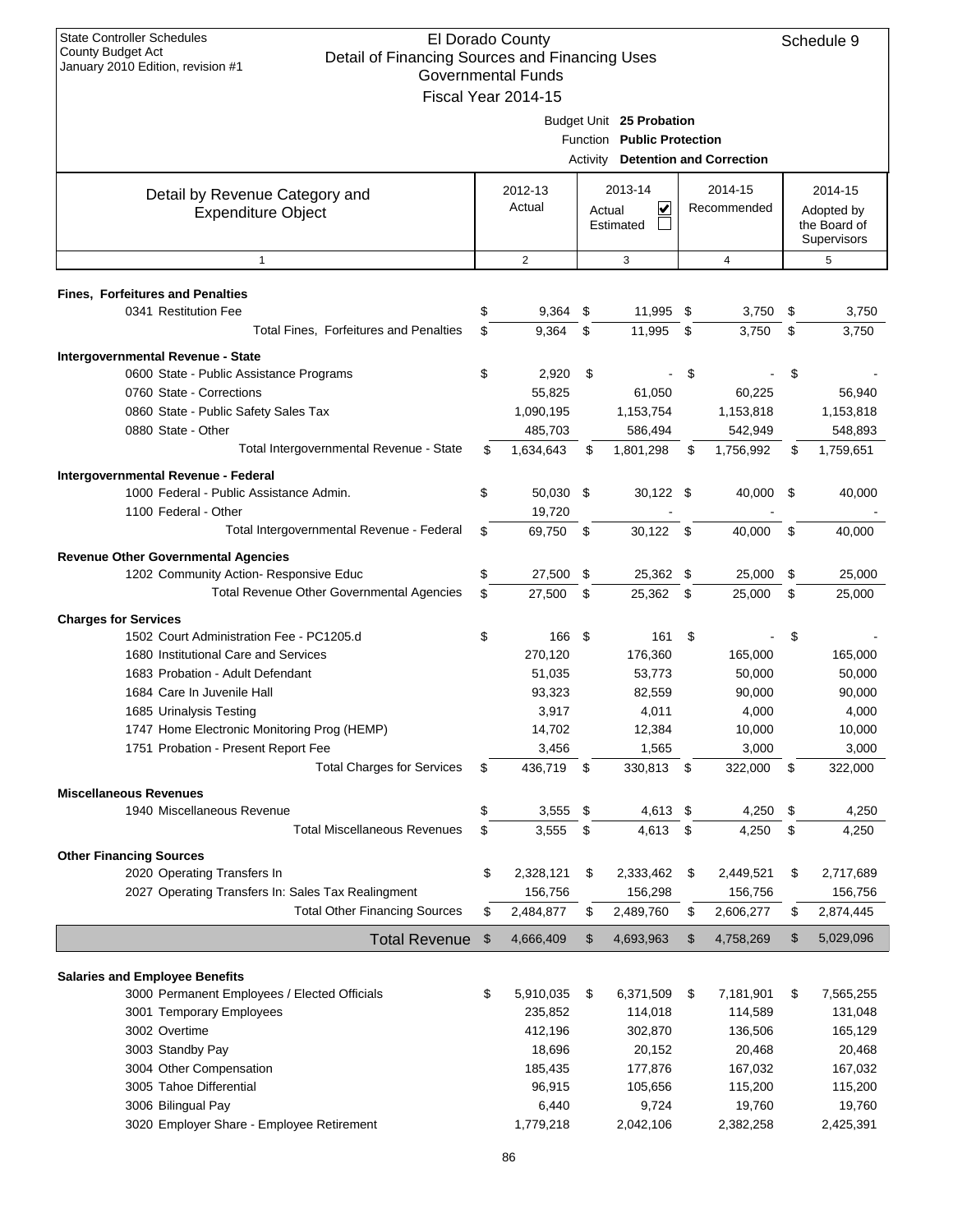State Controller Schedules
County Budget Act
January 2010 Edition, revision #1

# El Dorado County
## Detail of Financing Sources and Financing Uses
### Governmental Funds
### Fiscal Year 2014-15

Schedule 9

Budget Unit **25 Probation**
Function **Public Protection**
Activity **Detention and Correction**

| Detail by Revenue Category and Expenditure Object | 2012-13 Actual | 2013-14 Actual ☑ Estimated ☐ | 2014-15 Recommended | 2014-15 Adopted by the Board of Supervisors |
|---|---|---|---|---|
| 1 | 2 | 3 | 4 | 5 |
| **Fines, Forfeitures and Penalties** | | | | |
| 0341 Restitution Fee | $ 9,364 | $ 11,995 | $ 3,750 | $ 3,750 |
| Total Fines, Forfeitures and Penalties | $ 9,364 | $ 11,995 | $ 3,750 | $ 3,750 |
| **Intergovernmental Revenue - State** | | | | |
| 0600 State - Public Assistance Programs | $ 2,920 | $ - | $ - | $ - |
| 0760 State - Corrections | 55,825 | 61,050 | 60,225 | 56,940 |
| 0860 State - Public Safety Sales Tax | 1,090,195 | 1,153,754 | 1,153,818 | 1,153,818 |
| 0880 State - Other | 485,703 | 586,494 | 542,949 | 548,893 |
| Total Intergovernmental Revenue - State | $ 1,634,643 | $ 1,801,298 | $ 1,756,992 | $ 1,759,651 |
| **Intergovernmental Revenue - Federal** | | | | |
| 1000 Federal - Public Assistance Admin. | $ 50,030 | $ 30,122 | $ 40,000 | $ 40,000 |
| 1100 Federal - Other | 19,720 | - | - | - |
| Total Intergovernmental Revenue - Federal | $ 69,750 | $ 30,122 | $ 40,000 | $ 40,000 |
| **Revenue Other Governmental Agencies** | | | | |
| 1202 Community Action- Responsive Educ | $ 27,500 | $ 25,362 | $ 25,000 | $ 25,000 |
| Total Revenue Other Governmental Agencies | $ 27,500 | $ 25,362 | $ 25,000 | $ 25,000 |
| **Charges for Services** | | | | |
| 1502 Court Administration Fee - PC1205.d | $ 166 | $ 161 | $ - | $ - |
| 1680 Institutional Care and Services | 270,120 | 176,360 | 165,000 | 165,000 |
| 1683 Probation - Adult Defendant | 51,035 | 53,773 | 50,000 | 50,000 |
| 1684 Care In Juvenile Hall | 93,323 | 82,559 | 90,000 | 90,000 |
| 1685 Urinalysis Testing | 3,917 | 4,011 | 4,000 | 4,000 |
| 1747 Home Electronic Monitoring Prog (HEMP) | 14,702 | 12,384 | 10,000 | 10,000 |
| 1751 Probation - Present Report Fee | 3,456 | 1,565 | 3,000 | 3,000 |
| Total Charges for Services | $ 436,719 | $ 330,813 | $ 322,000 | $ 322,000 |
| **Miscellaneous Revenues** | | | | |
| 1940 Miscellaneous Revenue | $ 3,555 | $ 4,613 | $ 4,250 | $ 4,250 |
| Total Miscellaneous Revenues | $ 3,555 | $ 4,613 | $ 4,250 | $ 4,250 |
| **Other Financing Sources** | | | | |
| 2020 Operating Transfers In | $ 2,328,121 | $ 2,333,462 | $ 2,449,521 | $ 2,717,689 |
| 2027 Operating Transfers In: Sales Tax Realingment | 156,756 | 156,298 | 156,756 | 156,756 |
| Total Other Financing Sources | $ 2,484,877 | $ 2,489,760 | $ 2,606,277 | $ 2,874,445 |
| **Total Revenue** | $ 4,666,409 | $ 4,693,963 | $ 4,758,269 | $ 5,029,096 |
| **Salaries and Employee Benefits** | | | | |
| 3000 Permanent Employees / Elected Officials | $ 5,910,035 | $ 6,371,509 | $ 7,181,901 | $ 7,565,255 |
| 3001 Temporary Employees | 235,852 | 114,018 | 114,589 | 131,048 |
| 3002 Overtime | 412,196 | 302,870 | 136,506 | 165,129 |
| 3003 Standby Pay | 18,696 | 20,152 | 20,468 | 20,468 |
| 3004 Other Compensation | 185,435 | 177,876 | 167,032 | 167,032 |
| 3005 Tahoe Differential | 96,915 | 105,656 | 115,200 | 115,200 |
| 3006 Bilingual Pay | 6,440 | 9,724 | 19,760 | 19,760 |
| 3020 Employer Share - Employee Retirement | 1,779,218 | 2,042,106 | 2,382,258 | 2,425,391 |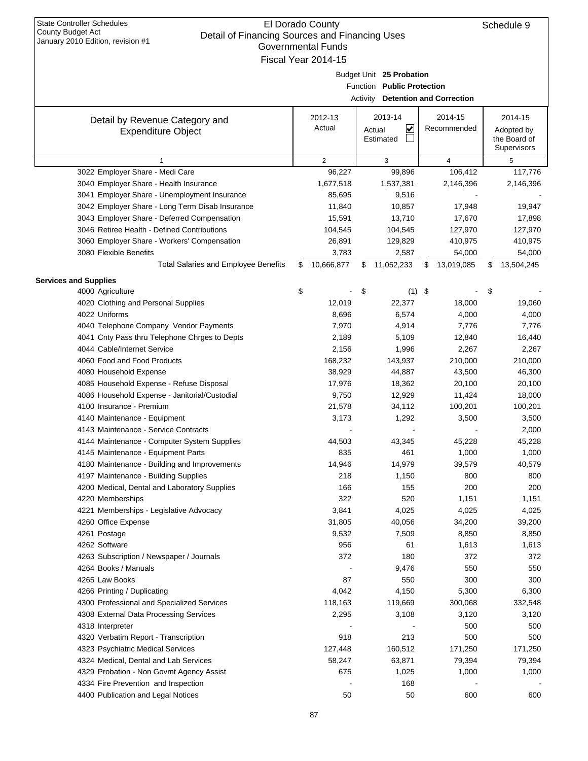State Controller Schedules
County Budget Act
January 2010 Edition, revision #1

# El Dorado County
## Detail of Financing Sources and Financing Uses
### Governmental Funds
### Fiscal Year 2014-15

Schedule 9

Budget Unit **25 Probation**
Function **Public Protection**
Activity **Detention and Correction**

| Detail by Revenue Category and Expenditure Object | 2012-13 Actual | 2013-14 Actual ☑ Estimated ☐ | 2014-15 Recommended | 2014-15 Adopted by the Board of Supervisors |
|---|---|---|---|---|
| 1 | 2 | 3 | 4 | 5 |
| 3022 Employer Share - Medi Care | 96,227 | 99,896 | 106,412 | 117,776 |
| 3040 Employer Share - Health Insurance | 1,677,518 | 1,537,381 | 2,146,396 | 2,146,396 |
| 3041 Employer Share - Unemployment Insurance | 85,695 | 9,516 | - | - |
| 3042 Employer Share - Long Term Disab Insurance | 11,840 | 10,857 | 17,948 | 19,947 |
| 3043 Employer Share - Deferred Compensation | 15,591 | 13,710 | 17,670 | 17,898 |
| 3046 Retiree Health - Defined Contributions | 104,545 | 104,545 | 127,970 | 127,970 |
| 3060 Employer Share - Workers' Compensation | 26,891 | 129,829 | 410,975 | 410,975 |
| 3080 Flexible Benefits | 3,783 | 2,587 | 54,000 | 54,000 |
| Total Salaries and Employee Benefits | $ 10,666,877 | $ 11,052,233 | $ 13,019,085 | $ 13,504,245 |
| **Services and Supplies** | | | | |
| 4000 Agriculture | $ - | $ (1) | $ - | $ - |
| 4020 Clothing and Personal Supplies | 12,019 | 22,377 | 18,000 | 19,060 |
| 4022 Uniforms | 8,696 | 6,574 | 4,000 | 4,000 |
| 4040 Telephone Company Vendor Payments | 7,970 | 4,914 | 7,776 | 7,776 |
| 4041 Cnty Pass thru Telephone Chrges to Depts | 2,189 | 5,109 | 12,840 | 16,440 |
| 4044 Cable/Internet Service | 2,156 | 1,996 | 2,267 | 2,267 |
| 4060 Food and Food Products | 168,232 | 143,937 | 210,000 | 210,000 |
| 4080 Household Expense | 38,929 | 44,887 | 43,500 | 46,300 |
| 4085 Household Expense - Refuse Disposal | 17,976 | 18,362 | 20,100 | 20,100 |
| 4086 Household Expense - Janitorial/Custodial | 9,750 | 12,929 | 11,424 | 18,000 |
| 4100 Insurance - Premium | 21,578 | 34,112 | 100,201 | 100,201 |
| 4140 Maintenance - Equipment | 3,173 | 1,292 | 3,500 | 3,500 |
| 4143 Maintenance - Service Contracts | - | - | - | 2,000 |
| 4144 Maintenance - Computer System Supplies | 44,503 | 43,345 | 45,228 | 45,228 |
| 4145 Maintenance - Equipment Parts | 835 | 461 | 1,000 | 1,000 |
| 4180 Maintenance - Building and Improvements | 14,946 | 14,979 | 39,579 | 40,579 |
| 4197 Maintenance - Building Supplies | 218 | 1,150 | 800 | 800 |
| 4200 Medical, Dental and Laboratory Supplies | 166 | 155 | 200 | 200 |
| 4220 Memberships | 322 | 520 | 1,151 | 1,151 |
| 4221 Memberships - Legislative Advocacy | 3,841 | 4,025 | 4,025 | 4,025 |
| 4260 Office Expense | 31,805 | 40,056 | 34,200 | 39,200 |
| 4261 Postage | 9,532 | 7,509 | 8,850 | 8,850 |
| 4262 Software | 956 | 61 | 1,613 | 1,613 |
| 4263 Subscription / Newspaper / Journals | 372 | 180 | 372 | 372 |
| 4264 Books / Manuals | - | 9,476 | 550 | 550 |
| 4265 Law Books | 87 | 550 | 300 | 300 |
| 4266 Printing / Duplicating | 4,042 | 4,150 | 5,300 | 6,300 |
| 4300 Professional and Specialized Services | 118,163 | 119,669 | 300,068 | 332,548 |
| 4308 External Data Processing Services | 2,295 | 3,108 | 3,120 | 3,120 |
| 4318 Interpreter | - | - | 500 | 500 |
| 4320 Verbatim Report - Transcription | 918 | 213 | 500 | 500 |
| 4323 Psychiatric Medical Services | 127,448 | 160,512 | 171,250 | 171,250 |
| 4324 Medical, Dental and Lab Services | 58,247 | 63,871 | 79,394 | 79,394 |
| 4329 Probation - Non Govmt Agency Assist | 675 | 1,025 | 1,000 | 1,000 |
| 4334 Fire Prevention and Inspection | - | 168 | - | - |
| 4400 Publication and Legal Notices | 50 | 50 | 600 | 600 |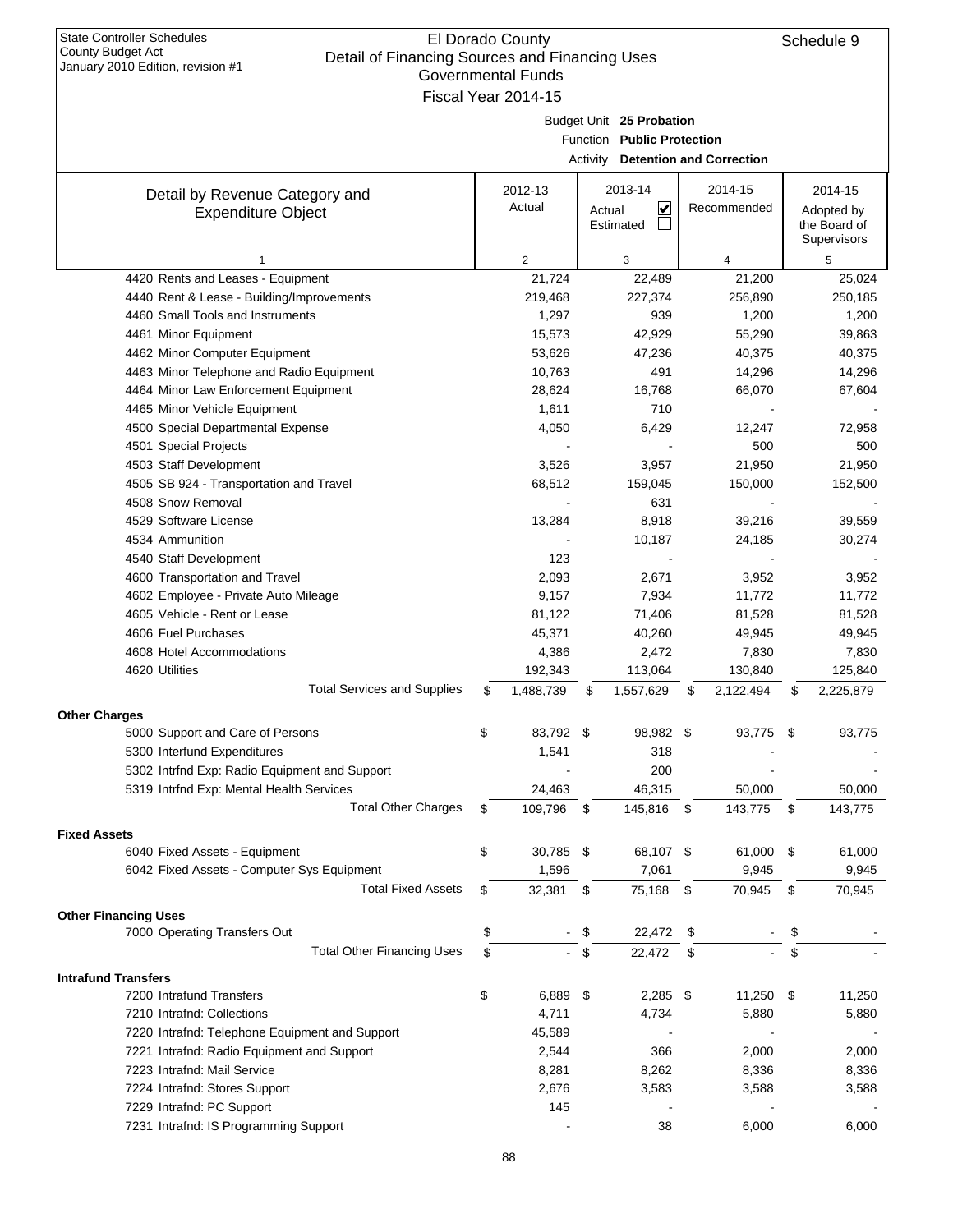State Controller Schedules
County Budget Act
January 2010 Edition, revision #1

# El Dorado County
## Detail of Financing Sources and Financing Uses
### Governmental Funds
### Fiscal Year 2014-15

Schedule 9

Budget Unit **25 Probation**
Function **Public Protection**
Activity **Detention and Correction**

| Detail by Revenue Category and Expenditure Object | 2012-13 Actual | 2013-14 Actual ☑ Estimated ☐ | 2014-15 Recommended | 2014-15 Adopted by the Board of Supervisors |
|---|---|---|---|---|
| 1 | 2 | 3 | 4 | 5 |
| 4420 Rents and Leases - Equipment | 21,724 | 22,489 | 21,200 | 25,024 |
| 4440 Rent & Lease - Building/Improvements | 219,468 | 227,374 | 256,890 | 250,185 |
| 4460 Small Tools and Instruments | 1,297 | 939 | 1,200 | 1,200 |
| 4461 Minor Equipment | 15,573 | 42,929 | 55,290 | 39,863 |
| 4462 Minor Computer Equipment | 53,626 | 47,236 | 40,375 | 40,375 |
| 4463 Minor Telephone and Radio Equipment | 10,763 | 491 | 14,296 | 14,296 |
| 4464 Minor Law Enforcement Equipment | 28,624 | 16,768 | 66,070 | 67,604 |
| 4465 Minor Vehicle Equipment | 1,611 | 710 | - | - |
| 4500 Special Departmental Expense | 4,050 | 6,429 | 12,247 | 72,958 |
| 4501 Special Projects | - | - | 500 | 500 |
| 4503 Staff Development | 3,526 | 3,957 | 21,950 | 21,950 |
| 4505 SB 924 - Transportation and Travel | 68,512 | 159,045 | 150,000 | 152,500 |
| 4508 Snow Removal | - | 631 | - | - |
| 4529 Software License | 13,284 | 8,918 | 39,216 | 39,559 |
| 4534 Ammunition | - | 10,187 | 24,185 | 30,274 |
| 4540 Staff Development | 123 | - | - | - |
| 4600 Transportation and Travel | 2,093 | 2,671 | 3,952 | 3,952 |
| 4602 Employee - Private Auto Mileage | 9,157 | 7,934 | 11,772 | 11,772 |
| 4605 Vehicle - Rent or Lease | 81,122 | 71,406 | 81,528 | 81,528 |
| 4606 Fuel Purchases | 45,371 | 40,260 | 49,945 | 49,945 |
| 4608 Hotel Accommodations | 4,386 | 2,472 | 7,830 | 7,830 |
| 4620 Utilities | 192,343 | 113,064 | 130,840 | 125,840 |
| Total Services and Supplies | $ 1,488,739 | $ 1,557,629 | $ 2,122,494 | $ 2,225,879 |
| **Other Charges** | | | | |
| 5000 Support and Care of Persons | $ 83,792 | $ 98,982 | $ 93,775 | $ 93,775 |
| 5300 Interfund Expenditures | 1,541 | 318 | - | - |
| 5302 Intrfnd Exp: Radio Equipment and Support | - | 200 | - | - |
| 5319 Intrfnd Exp: Mental Health Services | 24,463 | 46,315 | 50,000 | 50,000 |
| Total Other Charges | $ 109,796 | $ 145,816 | $ 143,775 | $ 143,775 |
| **Fixed Assets** | | | | |
| 6040 Fixed Assets - Equipment | $ 30,785 | $ 68,107 | $ 61,000 | $ 61,000 |
| 6042 Fixed Assets - Computer Sys Equipment | 1,596 | 7,061 | 9,945 | 9,945 |
| Total Fixed Assets | $ 32,381 | $ 75,168 | $ 70,945 | $ 70,945 |
| **Other Financing Uses** | | | | |
| 7000 Operating Transfers Out | $ - | $ 22,472 | $ - | $ - |
| Total Other Financing Uses | $ - | $ 22,472 | $ - | $ - |
| **Intrafund Transfers** | | | | |
| 7200 Intrafund Transfers | $ 6,889 | $ 2,285 | $ 11,250 | $ 11,250 |
| 7210 Intrafnd: Collections | 4,711 | 4,734 | 5,880 | 5,880 |
| 7220 Intrafnd: Telephone Equipment and Support | 45,589 | - | - | - |
| 7221 Intrafnd: Radio Equipment and Support | 2,544 | 366 | 2,000 | 2,000 |
| 7223 Intrafnd: Mail Service | 8,281 | 8,262 | 8,336 | 8,336 |
| 7224 Intrafnd: Stores Support | 2,676 | 3,583 | 3,588 | 3,588 |
| 7229 Intrafnd: PC Support | 145 | - | - | - |
| 7231 Intrafnd: IS Programming Support | - | 38 | 6,000 | 6,000 |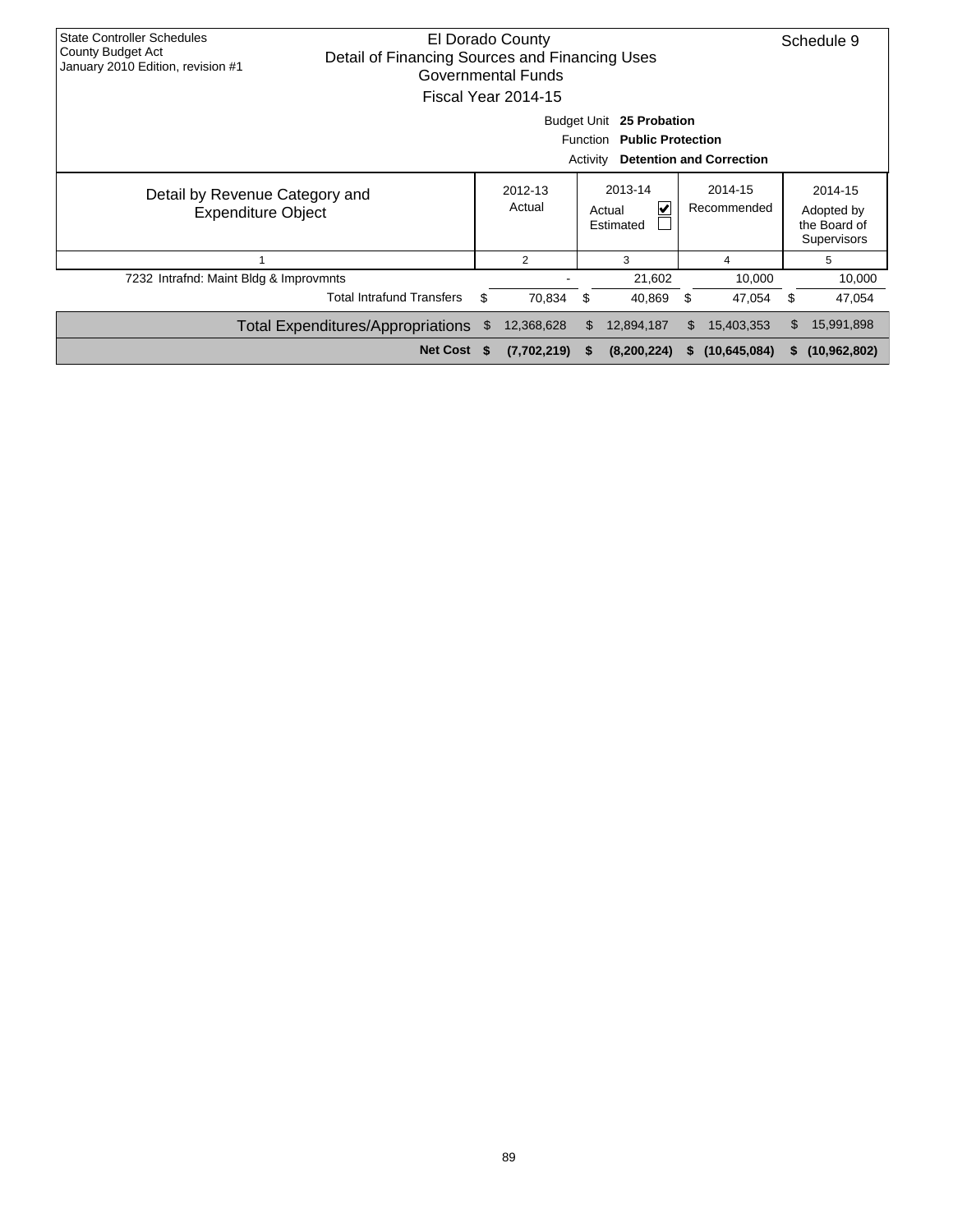State Controller Schedules
County Budget Act
January 2010 Edition, revision #1

# El Dorado County
## Detail of Financing Sources and Financing Uses
### Governmental Funds
### Fiscal Year 2014-15

Schedule 9

Budget Unit **25 Probation**
Function **Public Protection**
Activity **Detention and Correction**

| Detail by Revenue Category and Expenditure Object | 2012-13 Actual | 2013-14 Actual ☑ Estimated ☐ | 2014-15 Recommended | 2014-15 Adopted by the Board of Supervisors |
|---|---|---|---|---|
| 1 | 2 | 3 | 4 | 5 |
| 7232 Intrafnd: Maint Bldg & Improvmnts | - | 21,602 | 10,000 | 10,000 |
| Total Intrafund Transfers | $ 70,834 | $ 40,869 | $ 47,054 | $ 47,054 |
| Total Expenditures/Appropriations | $ 12,368,628 | $ 12,894,187 | $ 15,403,353 | $ 15,991,898 |
| **Net Cost** | **$ (7,702,219)** | **$ (8,200,224)** | **$ (10,645,084)** | **$ (10,962,802)** |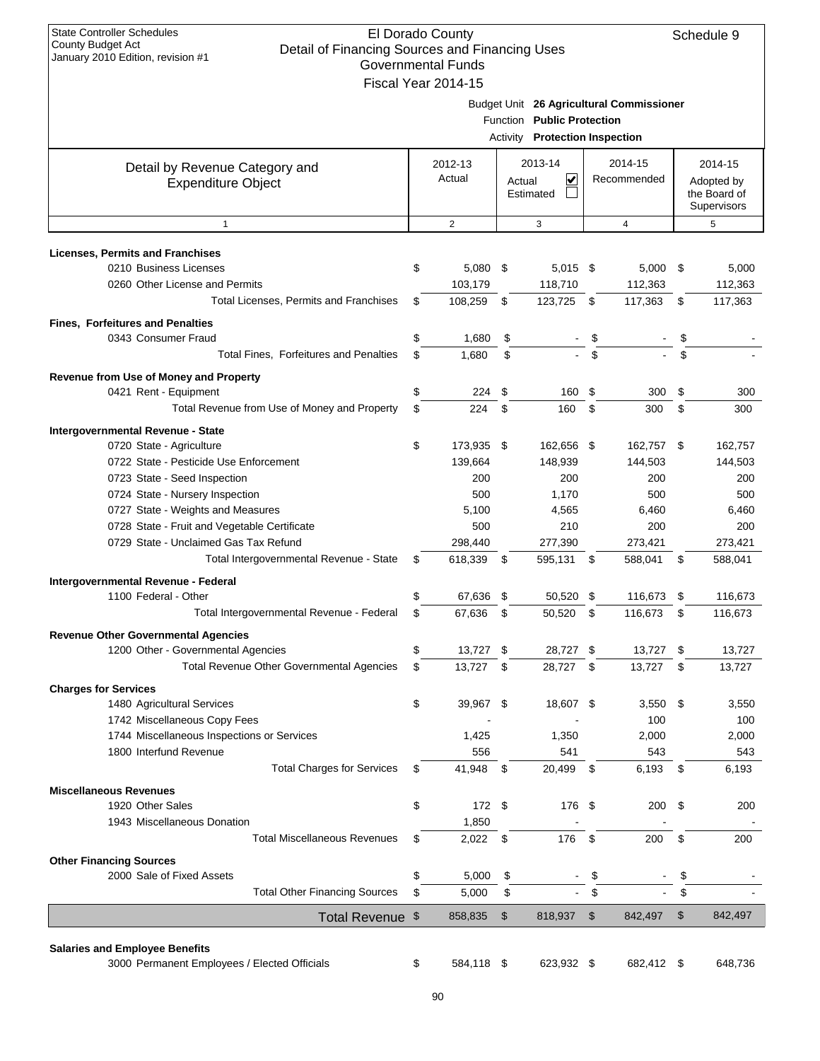State Controller Schedules
County Budget Act
January 2010 Edition, revision #1

# El Dorado County
## Detail of Financing Sources and Financing Uses
### Governmental Funds
### Fiscal Year 2014-15

Schedule 9

Budget Unit **26 Agricultural Commissioner**
Function **Public Protection**
Activity **Protection Inspection**

| Detail by Revenue Category and Expenditure Object | 2012-13 Actual | 2013-14 Actual ☑ Estimated ☐ | 2014-15 Recommended | 2014-15 Adopted by the Board of Supervisors |
|---|---|---|---|---|
| 1 | 2 | 3 | 4 | 5 |
| **Licenses, Permits and Franchises** | | | | |
| 0210 Business Licenses | $ 5,080 | $ 5,015 | $ 5,000 | $ 5,000 |
| 0260 Other License and Permits | 103,179 | 118,710 | 112,363 | 112,363 |
| Total Licenses, Permits and Franchises | $ 108,259 | $ 123,725 | $ 117,363 | $ 117,363 |
| **Fines, Forfeitures and Penalties** | | | | |
| 0343 Consumer Fraud | $ 1,680 | $ - | $ - | $ - |
| Total Fines, Forfeitures and Penalties | $ 1,680 | $ - | $ - | $ - |
| **Revenue from Use of Money and Property** | | | | |
| 0421 Rent - Equipment | $ 224 | $ 160 | $ 300 | $ 300 |
| Total Revenue from Use of Money and Property | $ 224 | $ 160 | $ 300 | $ 300 |
| **Intergovernmental Revenue - State** | | | | |
| 0720 State - Agriculture | $ 173,935 | $ 162,656 | $ 162,757 | $ 162,757 |
| 0722 State - Pesticide Use Enforcement | 139,664 | 148,939 | 144,503 | 144,503 |
| 0723 State - Seed Inspection | 200 | 200 | 200 | 200 |
| 0724 State - Nursery Inspection | 500 | 1,170 | 500 | 500 |
| 0727 State - Weights and Measures | 5,100 | 4,565 | 6,460 | 6,460 |
| 0728 State - Fruit and Vegetable Certificate | 500 | 210 | 200 | 200 |
| 0729 State - Unclaimed Gas Tax Refund | 298,440 | 277,390 | 273,421 | 273,421 |
| Total Intergovernmental Revenue - State | $ 618,339 | $ 595,131 | $ 588,041 | $ 588,041 |
| **Intergovernmental Revenue - Federal** | | | | |
| 1100 Federal - Other | $ 67,636 | $ 50,520 | $ 116,673 | $ 116,673 |
| Total Intergovernmental Revenue - Federal | $ 67,636 | $ 50,520 | $ 116,673 | $ 116,673 |
| **Revenue Other Governmental Agencies** | | | | |
| 1200 Other - Governmental Agencies | $ 13,727 | $ 28,727 | $ 13,727 | $ 13,727 |
| Total Revenue Other Governmental Agencies | $ 13,727 | $ 28,727 | $ 13,727 | $ 13,727 |
| **Charges for Services** | | | | |
| 1480 Agricultural Services | $ 39,967 | $ 18,607 | $ 3,550 | $ 3,550 |
| 1742 Miscellaneous Copy Fees | - | - | 100 | 100 |
| 1744 Miscellaneous Inspections or Services | 1,425 | 1,350 | 2,000 | 2,000 |
| 1800 Interfund Revenue | 556 | 541 | 543 | 543 |
| Total Charges for Services | $ 41,948 | $ 20,499 | $ 6,193 | $ 6,193 |
| **Miscellaneous Revenues** | | | | |
| 1920 Other Sales | $ 172 | $ 176 | $ 200 | $ 200 |
| 1943 Miscellaneous Donation | 1,850 | - | - | - |
| Total Miscellaneous Revenues | $ 2,022 | $ 176 | $ 200 | $ 200 |
| **Other Financing Sources** | | | | |
| 2000 Sale of Fixed Assets | $ 5,000 | $ - | $ - | $ - |
| Total Other Financing Sources | $ 5,000 | $ - | $ - | $ - |
| **Total Revenue** | $ 858,835 | $ 818,937 | $ 842,497 | $ 842,497 |
| **Salaries and Employee Benefits** | | | | |
| 3000 Permanent Employees / Elected Officials | $ 584,118 | $ 623,932 | $ 682,412 | $ 648,736 |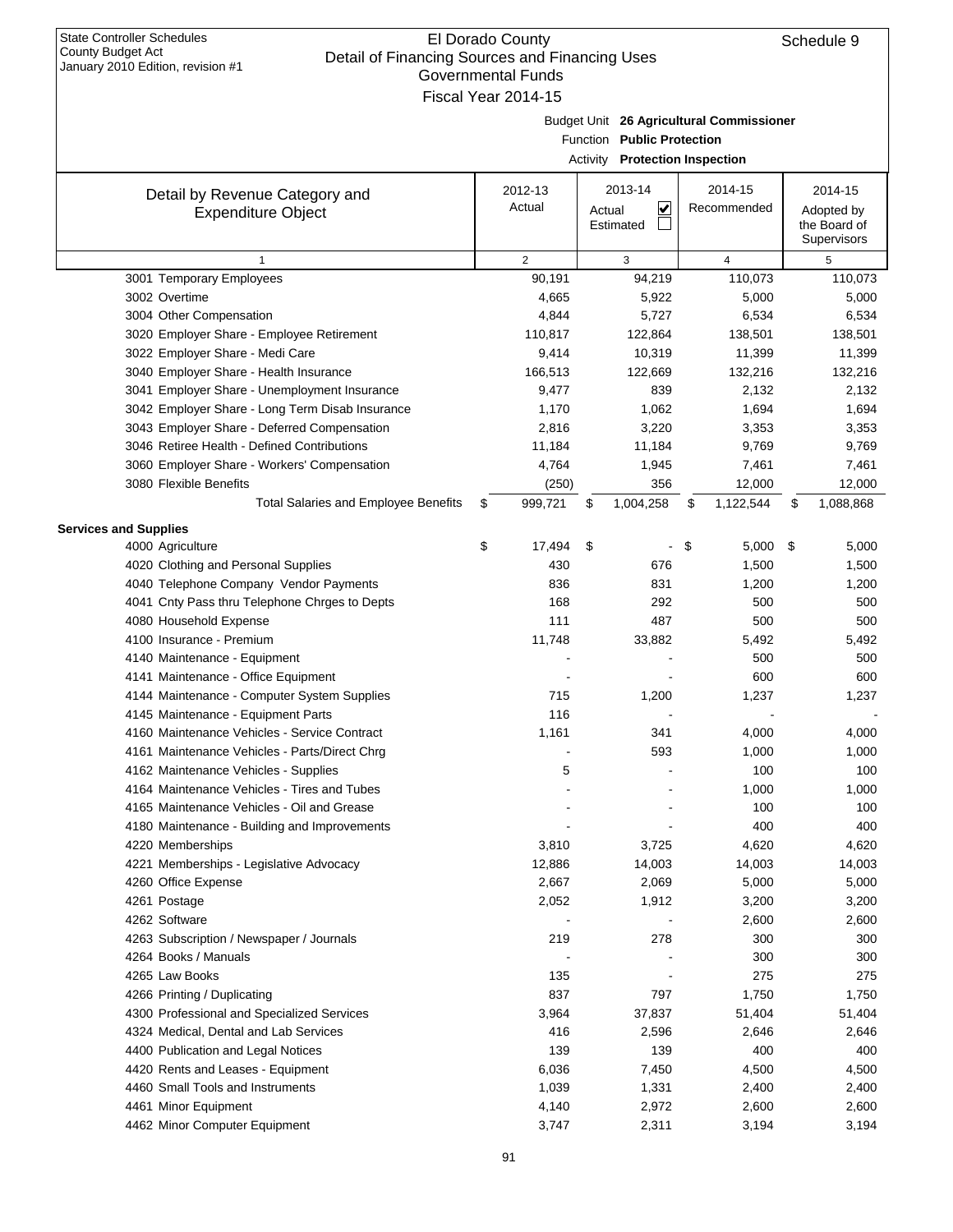State Controller Schedules
County Budget Act
January 2010 Edition, revision #1

# El Dorado County
## Detail of Financing Sources and Financing Uses
### Governmental Funds
### Fiscal Year 2014-15

Schedule 9

Budget Unit **26 Agricultural Commissioner**
Function **Public Protection**
Activity **Protection Inspection**

| Detail by Revenue Category and Expenditure Object | 2012-13 Actual | 2013-14 Actual ☑ Estimated ☐ | 2014-15 Recommended | 2014-15 Adopted by the Board of Supervisors |
|---|---|---|---|---|
| 1 | 2 | 3 | 4 | 5 |
| 3001 Temporary Employees | 90,191 | 94,219 | 110,073 | 110,073 |
| 3002 Overtime | 4,665 | 5,922 | 5,000 | 5,000 |
| 3004 Other Compensation | 4,844 | 5,727 | 6,534 | 6,534 |
| 3020 Employer Share - Employee Retirement | 110,817 | 122,864 | 138,501 | 138,501 |
| 3022 Employer Share - Medi Care | 9,414 | 10,319 | 11,399 | 11,399 |
| 3040 Employer Share - Health Insurance | 166,513 | 122,669 | 132,216 | 132,216 |
| 3041 Employer Share - Unemployment Insurance | 9,477 | 839 | 2,132 | 2,132 |
| 3042 Employer Share - Long Term Disab Insurance | 1,170 | 1,062 | 1,694 | 1,694 |
| 3043 Employer Share - Deferred Compensation | 2,816 | 3,220 | 3,353 | 3,353 |
| 3046 Retiree Health - Defined Contributions | 11,184 | 11,184 | 9,769 | 9,769 |
| 3060 Employer Share - Workers' Compensation | 4,764 | 1,945 | 7,461 | 7,461 |
| 3080 Flexible Benefits | (250) | 356 | 12,000 | 12,000 |
| Total Salaries and Employee Benefits | $ 999,721 | $ 1,004,258 | $ 1,122,544 | $ 1,088,868 |
| **Services and Supplies** | | | | |
| 4000 Agriculture | $ 17,494 | $ - | $ 5,000 | $ 5,000 |
| 4020 Clothing and Personal Supplies | 430 | 676 | 1,500 | 1,500 |
| 4040 Telephone Company Vendor Payments | 836 | 831 | 1,200 | 1,200 |
| 4041 Cnty Pass thru Telephone Chrges to Depts | 168 | 292 | 500 | 500 |
| 4080 Household Expense | 111 | 487 | 500 | 500 |
| 4100 Insurance - Premium | 11,748 | 33,882 | 5,492 | 5,492 |
| 4140 Maintenance - Equipment | - | - | 500 | 500 |
| 4141 Maintenance - Office Equipment | - | - | 600 | 600 |
| 4144 Maintenance - Computer System Supplies | 715 | 1,200 | 1,237 | 1,237 |
| 4145 Maintenance - Equipment Parts | 116 | - | - | - |
| 4160 Maintenance Vehicles - Service Contract | 1,161 | 341 | 4,000 | 4,000 |
| 4161 Maintenance Vehicles - Parts/Direct Chrg | - | 593 | 1,000 | 1,000 |
| 4162 Maintenance Vehicles - Supplies | 5 | - | 100 | 100 |
| 4164 Maintenance Vehicles - Tires and Tubes | - | - | 1,000 | 1,000 |
| 4165 Maintenance Vehicles - Oil and Grease | - | - | 100 | 100 |
| 4180 Maintenance - Building and Improvements | - | - | 400 | 400 |
| 4220 Memberships | 3,810 | 3,725 | 4,620 | 4,620 |
| 4221 Memberships - Legislative Advocacy | 12,886 | 14,003 | 14,003 | 14,003 |
| 4260 Office Expense | 2,667 | 2,069 | 5,000 | 5,000 |
| 4261 Postage | 2,052 | 1,912 | 3,200 | 3,200 |
| 4262 Software | - | - | 2,600 | 2,600 |
| 4263 Subscription / Newspaper / Journals | 219 | 278 | 300 | 300 |
| 4264 Books / Manuals | - | - | 300 | 300 |
| 4265 Law Books | 135 | - | 275 | 275 |
| 4266 Printing / Duplicating | 837 | 797 | 1,750 | 1,750 |
| 4300 Professional and Specialized Services | 3,964 | 37,837 | 51,404 | 51,404 |
| 4324 Medical, Dental and Lab Services | 416 | 2,596 | 2,646 | 2,646 |
| 4400 Publication and Legal Notices | 139 | 139 | 400 | 400 |
| 4420 Rents and Leases - Equipment | 6,036 | 7,450 | 4,500 | 4,500 |
| 4460 Small Tools and Instruments | 1,039 | 1,331 | 2,400 | 2,400 |
| 4461 Minor Equipment | 4,140 | 2,972 | 2,600 | 2,600 |
| 4462 Minor Computer Equipment | 3,747 | 2,311 | 3,194 | 3,194 |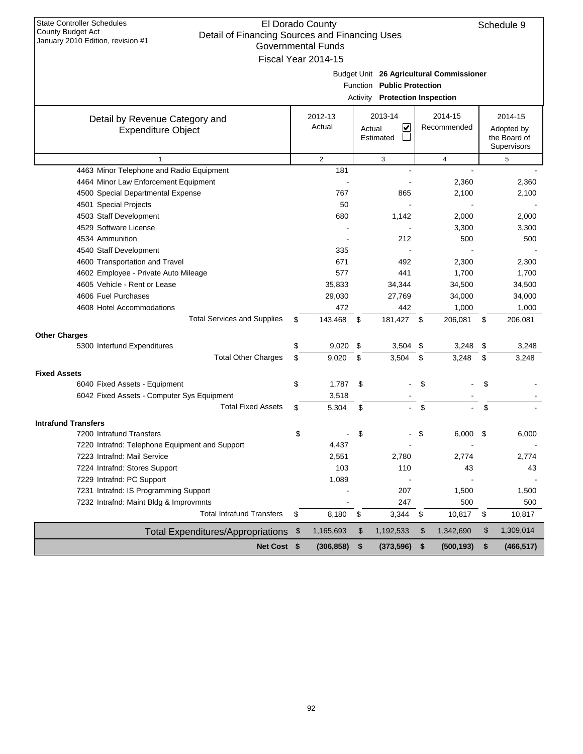State Controller Schedules
County Budget Act
January 2010 Edition, revision #1

# El Dorado County
## Detail of Financing Sources and Financing Uses
### Governmental Funds
### Fiscal Year 2014-15

Schedule 9

Budget Unit **26 Agricultural Commissioner**
Function **Public Protection**
Activity **Protection Inspection**

| Detail by Revenue Category and Expenditure Object | 2012-13 Actual | 2013-14 Actual ☑ Estimated ☐ | 2014-15 Recommended | 2014-15 Adopted by the Board of Supervisors |
|---|---|---|---|---|
| 1 | 2 | 3 | 4 | 5 |
| 4463 Minor Telephone and Radio Equipment | 181 | - | - | - |
| 4464 Minor Law Enforcement Equipment | - | - | 2,360 | 2,360 |
| 4500 Special Departmental Expense | 767 | 865 | 2,100 | 2,100 |
| 4501 Special Projects | 50 | - | - | - |
| 4503 Staff Development | 680 | 1,142 | 2,000 | 2,000 |
| 4529 Software License | - | - | 3,300 | 3,300 |
| 4534 Ammunition | - | 212 | 500 | 500 |
| 4540 Staff Development | 335 | - | - | - |
| 4600 Transportation and Travel | 671 | 492 | 2,300 | 2,300 |
| 4602 Employee - Private Auto Mileage | 577 | 441 | 1,700 | 1,700 |
| 4605 Vehicle - Rent or Lease | 35,833 | 34,344 | 34,500 | 34,500 |
| 4606 Fuel Purchases | 29,030 | 27,769 | 34,000 | 34,000 |
| 4608 Hotel Accommodations | 472 | 442 | 1,000 | 1,000 |
| Total Services and Supplies | $ 143,468 | $ 181,427 | $ 206,081 | $ 206,081 |
| **Other Charges** | | | | |
| 5300 Interfund Expenditures | $ 9,020 | $ 3,504 | $ 3,248 | $ 3,248 |
| Total Other Charges | $ 9,020 | $ 3,504 | $ 3,248 | $ 3,248 |
| **Fixed Assets** | | | | |
| 6040 Fixed Assets - Equipment | $ 1,787 | $ - | $ - | $ - |
| 6042 Fixed Assets - Computer Sys Equipment | 3,518 | - | - | - |
| Total Fixed Assets | $ 5,304 | $ - | $ - | $ - |
| **Intrafund Transfers** | | | | |
| 7200 Intrafund Transfers | $ - | $ - | $ 6,000 | $ 6,000 |
| 7220 Intrafnd: Telephone Equipment and Support | 4,437 | - | - | - |
| 7223 Intrafnd: Mail Service | 2,551 | 2,780 | 2,774 | 2,774 |
| 7224 Intrafnd: Stores Support | 103 | 110 | 43 | 43 |
| 7229 Intrafnd: PC Support | 1,089 | - | - | - |
| 7231 Intrafnd: IS Programming Support | - | 207 | 1,500 | 1,500 |
| 7232 Intrafnd: Maint Bldg & Improvmnts | - | 247 | 500 | 500 |
| Total Intrafund Transfers | $ 8,180 | $ 3,344 | $ 10,817 | $ 10,817 |
| Total Expenditures/Appropriations | $ 1,165,693 | $ 1,192,533 | $ 1,342,690 | $ 1,309,014 |
| **Net Cost** | **$ (306,858)** | **$ (373,596)** | **$ (500,193)** | **$ (466,517)** |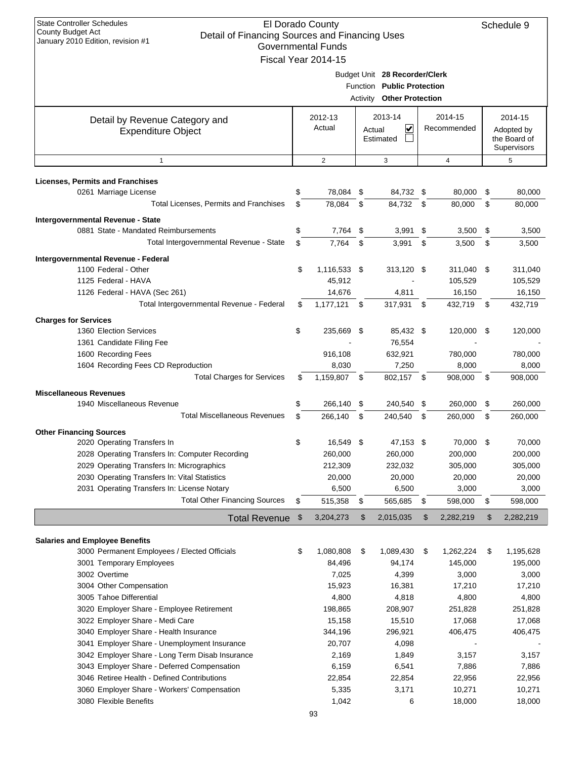State Controller Schedules
County Budget Act
January 2010 Edition, revision #1

# El Dorado County
## Detail of Financing Sources and Financing Uses
### Governmental Funds
### Fiscal Year 2014-15

Schedule 9

Budget Unit **28 Recorder/Clerk**
Function **Public Protection**
Activity **Other Protection**

| Detail by Revenue Category and Expenditure Object | 2012-13 Actual | 2013-14 Actual ☑ Estimated ☐ | 2014-15 Recommended | 2014-15 Adopted by the Board of Supervisors |
|---|---|---|---|---|
| 1 | 2 | 3 | 4 | 5 |
| **Licenses, Permits and Franchises** | | | | |
| 0261 Marriage License | $ 78,084 | $ 84,732 | $ 80,000 | $ 80,000 |
| Total Licenses, Permits and Franchises | $ 78,084 | $ 84,732 | $ 80,000 | $ 80,000 |
| **Intergovernmental Revenue - State** | | | | |
| 0881 State - Mandated Reimbursements | $ 7,764 | $ 3,991 | $ 3,500 | $ 3,500 |
| Total Intergovernmental Revenue - State | $ 7,764 | $ 3,991 | $ 3,500 | $ 3,500 |
| **Intergovernmental Revenue - Federal** | | | | |
| 1100 Federal - Other | $ 1,116,533 | $ 313,120 | $ 311,040 | $ 311,040 |
| 1125 Federal - HAVA | 45,912 | - | 105,529 | 105,529 |
| 1126 Federal - HAVA (Sec 261) | 14,676 | 4,811 | 16,150 | 16,150 |
| Total Intergovernmental Revenue - Federal | $ 1,177,121 | $ 317,931 | $ 432,719 | $ 432,719 |
| **Charges for Services** | | | | |
| 1360 Election Services | $ 235,669 | $ 85,432 | $ 120,000 | $ 120,000 |
| 1361 Candidate Filing Fee | - | 76,554 | - | - |
| 1600 Recording Fees | 916,108 | 632,921 | 780,000 | 780,000 |
| 1604 Recording Fees CD Reproduction | 8,030 | 7,250 | 8,000 | 8,000 |
| Total Charges for Services | $ 1,159,807 | $ 802,157 | $ 908,000 | $ 908,000 |
| **Miscellaneous Revenues** | | | | |
| 1940 Miscellaneous Revenue | $ 266,140 | $ 240,540 | $ 260,000 | $ 260,000 |
| Total Miscellaneous Revenues | $ 266,140 | $ 240,540 | $ 260,000 | $ 260,000 |
| **Other Financing Sources** | | | | |
| 2020 Operating Transfers In | $ 16,549 | $ 47,153 | $ 70,000 | $ 70,000 |
| 2028 Operating Transfers In: Computer Recording | 260,000 | 260,000 | 200,000 | 200,000 |
| 2029 Operating Transfers In: Micrographics | 212,309 | 232,032 | 305,000 | 305,000 |
| 2030 Operating Transfers In: Vital Statistics | 20,000 | 20,000 | 20,000 | 20,000 |
| 2031 Operating Transfers In: License Notary | 6,500 | 6,500 | 3,000 | 3,000 |
| Total Other Financing Sources | $ 515,358 | $ 565,685 | $ 598,000 | $ 598,000 |
| **Total Revenue** | $ 3,204,273 | $ 2,015,035 | $ 2,282,219 | $ 2,282,219 |
| **Salaries and Employee Benefits** | | | | |
| 3000 Permanent Employees / Elected Officials | $ 1,080,808 | $ 1,089,430 | $ 1,262,224 | $ 1,195,628 |
| 3001 Temporary Employees | 84,496 | 94,174 | 145,000 | 195,000 |
| 3002 Overtime | 7,025 | 4,399 | 3,000 | 3,000 |
| 3004 Other Compensation | 15,923 | 16,381 | 17,210 | 17,210 |
| 3005 Tahoe Differential | 4,800 | 4,818 | 4,800 | 4,800 |
| 3020 Employer Share - Employee Retirement | 198,865 | 208,907 | 251,828 | 251,828 |
| 3022 Employer Share - Medi Care | 15,158 | 15,510 | 17,068 | 17,068 |
| 3040 Employer Share - Health Insurance | 344,196 | 296,921 | 406,475 | 406,475 |
| 3041 Employer Share - Unemployment Insurance | 20,707 | 4,098 | - | - |
| 3042 Employer Share - Long Term Disab Insurance | 2,169 | 1,849 | 3,157 | 3,157 |
| 3043 Employer Share - Deferred Compensation | 6,159 | 6,541 | 7,886 | 7,886 |
| 3046 Retiree Health - Defined Contributions | 22,854 | 22,854 | 22,956 | 22,956 |
| 3060 Employer Share - Workers' Compensation | 5,335 | 3,171 | 10,271 | 10,271 |
| 3080 Flexible Benefits | 1,042 | 6 | 18,000 | 18,000 |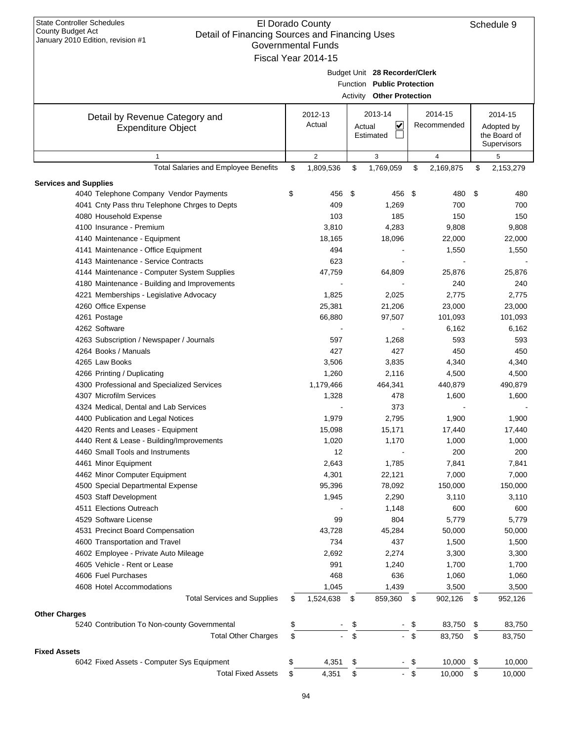State Controller Schedules
County Budget Act
January 2010 Edition, revision #1

# El Dorado County
## Detail of Financing Sources and Financing Uses
### Governmental Funds
### Fiscal Year 2014-15

Schedule 9

Budget Unit **28 Recorder/Clerk**
Function **Public Protection**
Activity **Other Protection**

| Detail by Revenue Category and Expenditure Object | 2012-13 Actual | 2013-14 Actual ☑ Estimated ☐ | 2014-15 Recommended | 2014-15 Adopted by the Board of Supervisors |
|---|---|---|---|---|
| 1 | 2 | 3 | 4 | 5 |
| Total Salaries and Employee Benefits | $ 1,809,536 | $ 1,769,059 | $ 2,169,875 | $ 2,153,279 |
| **Services and Supplies** | | | | |
| 4040 Telephone Company Vendor Payments | $ 456 | $ 456 | $ 480 | $ 480 |
| 4041 Cnty Pass thru Telephone Chrges to Depts | 409 | 1,269 | 700 | 700 |
| 4080 Household Expense | 103 | 185 | 150 | 150 |
| 4100 Insurance - Premium | 3,810 | 4,283 | 9,808 | 9,808 |
| 4140 Maintenance - Equipment | 18,165 | 18,096 | 22,000 | 22,000 |
| 4141 Maintenance - Office Equipment | 494 | - | 1,550 | 1,550 |
| 4143 Maintenance - Service Contracts | 623 | - | - | - |
| 4144 Maintenance - Computer System Supplies | 47,759 | 64,809 | 25,876 | 25,876 |
| 4180 Maintenance - Building and Improvements | - | - | 240 | 240 |
| 4221 Memberships - Legislative Advocacy | 1,825 | 2,025 | 2,775 | 2,775 |
| 4260 Office Expense | 25,381 | 21,206 | 23,000 | 23,000 |
| 4261 Postage | 66,880 | 97,507 | 101,093 | 101,093 |
| 4262 Software | - | - | 6,162 | 6,162 |
| 4263 Subscription / Newspaper / Journals | 597 | 1,268 | 593 | 593 |
| 4264 Books / Manuals | 427 | 427 | 450 | 450 |
| 4265 Law Books | 3,506 | 3,835 | 4,340 | 4,340 |
| 4266 Printing / Duplicating | 1,260 | 2,116 | 4,500 | 4,500 |
| 4300 Professional and Specialized Services | 1,179,466 | 464,341 | 440,879 | 490,879 |
| 4307 Microfilm Services | 1,328 | 478 | 1,600 | 1,600 |
| 4324 Medical, Dental and Lab Services | - | 373 | - | - |
| 4400 Publication and Legal Notices | 1,979 | 2,795 | 1,900 | 1,900 |
| 4420 Rents and Leases - Equipment | 15,098 | 15,171 | 17,440 | 17,440 |
| 4440 Rent & Lease - Building/Improvements | 1,020 | 1,170 | 1,000 | 1,000 |
| 4460 Small Tools and Instruments | 12 | - | 200 | 200 |
| 4461 Minor Equipment | 2,643 | 1,785 | 7,841 | 7,841 |
| 4462 Minor Computer Equipment | 4,301 | 22,121 | 7,000 | 7,000 |
| 4500 Special Departmental Expense | 95,396 | 78,092 | 150,000 | 150,000 |
| 4503 Staff Development | 1,945 | 2,290 | 3,110 | 3,110 |
| 4511 Elections Outreach | - | 1,148 | 600 | 600 |
| 4529 Software License | 99 | 804 | 5,779 | 5,779 |
| 4531 Precinct Board Compensation | 43,728 | 45,284 | 50,000 | 50,000 |
| 4600 Transportation and Travel | 734 | 437 | 1,500 | 1,500 |
| 4602 Employee - Private Auto Mileage | 2,692 | 2,274 | 3,300 | 3,300 |
| 4605 Vehicle - Rent or Lease | 991 | 1,240 | 1,700 | 1,700 |
| 4606 Fuel Purchases | 468 | 636 | 1,060 | 1,060 |
| 4608 Hotel Accommodations | 1,045 | 1,439 | 3,500 | 3,500 |
| Total Services and Supplies | $ 1,524,638 | $ 859,360 | $ 902,126 | $ 952,126 |
| **Other Charges** | | | | |
| 5240 Contribution To Non-county Governmental | $ - | $ - | $ 83,750 | $ 83,750 |
| Total Other Charges | $ - | $ - | $ 83,750 | $ 83,750 |
| **Fixed Assets** | | | | |
| 6042 Fixed Assets - Computer Sys Equipment | $ 4,351 | $ - | $ 10,000 | $ 10,000 |
| Total Fixed Assets | $ 4,351 | $ - | $ 10,000 | $ 10,000 |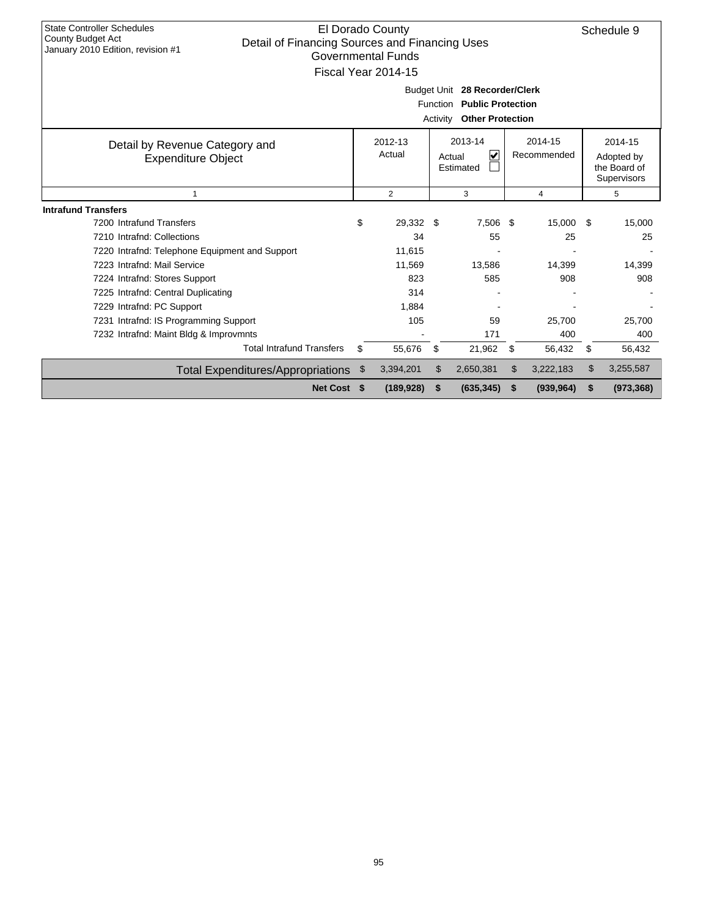State Controller Schedules
County Budget Act
January 2010 Edition, revision #1

# El Dorado County
## Detail of Financing Sources and Financing Uses
### Governmental Funds
### Fiscal Year 2014-15

Schedule 9

Budget Unit **28 Recorder/Clerk**
Function **Public Protection**
Activity **Other Protection**

| Detail by Revenue Category and Expenditure Object | 2012-13 Actual | 2013-14 Actual ☑ Estimated ☐ | 2014-15 Recommended | 2014-15 Adopted by the Board of Supervisors |
|---|---|---|---|---|
| 1 | 2 | 3 | 4 | 5 |
| **Intrafund Transfers** | | | | |
| 7200 Intrafund Transfers | $ 29,332 | $ 7,506 | $ 15,000 | $ 15,000 |
| 7210 Intrafnd: Collections | 34 | 55 | 25 | 25 |
| 7220 Intrafnd: Telephone Equipment and Support | 11,615 | - | - | - |
| 7223 Intrafnd: Mail Service | 11,569 | 13,586 | 14,399 | 14,399 |
| 7224 Intrafnd: Stores Support | 823 | 585 | 908 | 908 |
| 7225 Intrafnd: Central Duplicating | 314 | - | - | - |
| 7229 Intrafnd: PC Support | 1,884 | - | - | - |
| 7231 Intrafnd: IS Programming Support | 105 | 59 | 25,700 | 25,700 |
| 7232 Intrafnd: Maint Bldg & Improvmnts | - | 171 | 400 | 400 |
| Total Intrafund Transfers | $ 55,676 | $ 21,962 | $ 56,432 | $ 56,432 |
| Total Expenditures/Appropriations | $ 3,394,201 | $ 2,650,381 | $ 3,222,183 | $ 3,255,587 |
| **Net Cost** | **$ (189,928)** | **$ (635,345)** | **$ (939,964)** | **$ (973,368)** |